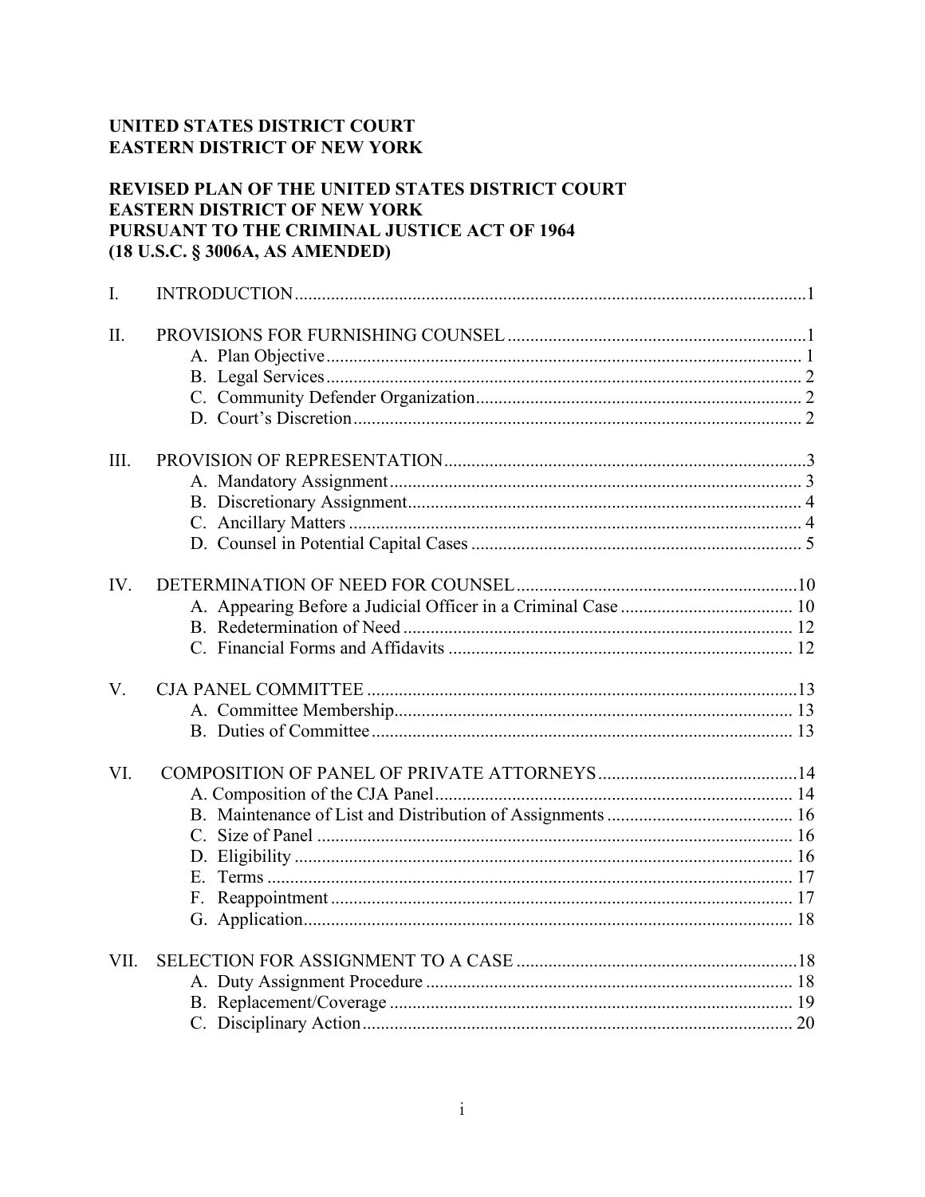**UNITED STATES DISTRICT COURT**
**EASTERN DISTRICT OF NEW YORK**

**REVISED PLAN OF THE UNITED STATES DISTRICT COURT**
**EASTERN DISTRICT OF NEW YORK**
**PURSUANT TO THE CRIMINAL JUSTICE ACT OF 1964**
**(18 U.S.C. § 3006A, AS AMENDED)**

I. INTRODUCTION ....... 1

II. PROVISIONS FOR FURNISHING COUNSEL ....... 1
- A. Plan Objective ....... 1
- B. Legal Services ....... 2
- C. Community Defender Organization ....... 2
- D. Court's Discretion ....... 2

III. PROVISION OF REPRESENTATION ....... 3
- A. Mandatory Assignment ....... 3
- B. Discretionary Assignment ....... 4
- C. Ancillary Matters ....... 4
- D. Counsel in Potential Capital Cases ....... 5

IV. DETERMINATION OF NEED FOR COUNSEL ....... 10
- A. Appearing Before a Judicial Officer in a Criminal Case ....... 10
- B. Redetermination of Need ....... 12
- C. Financial Forms and Affidavits ....... 12

V. CJA PANEL COMMITTEE ....... 13
- A. Committee Membership ....... 13
- B. Duties of Committee ....... 13

VI. COMPOSITION OF PANEL OF PRIVATE ATTORNEYS ....... 14
- A. Composition of the CJA Panel ....... 14
- B. Maintenance of List and Distribution of Assignments ....... 16
- C. Size of Panel ....... 16
- D. Eligibility ....... 16
- E. Terms ....... 17
- F. Reappointment ....... 17
- G. Application ....... 18

VII. SELECTION FOR ASSIGNMENT TO A CASE ....... 18
- A. Duty Assignment Procedure ....... 18
- B. Replacement/Coverage ....... 19
- C. Disciplinary Action ....... 20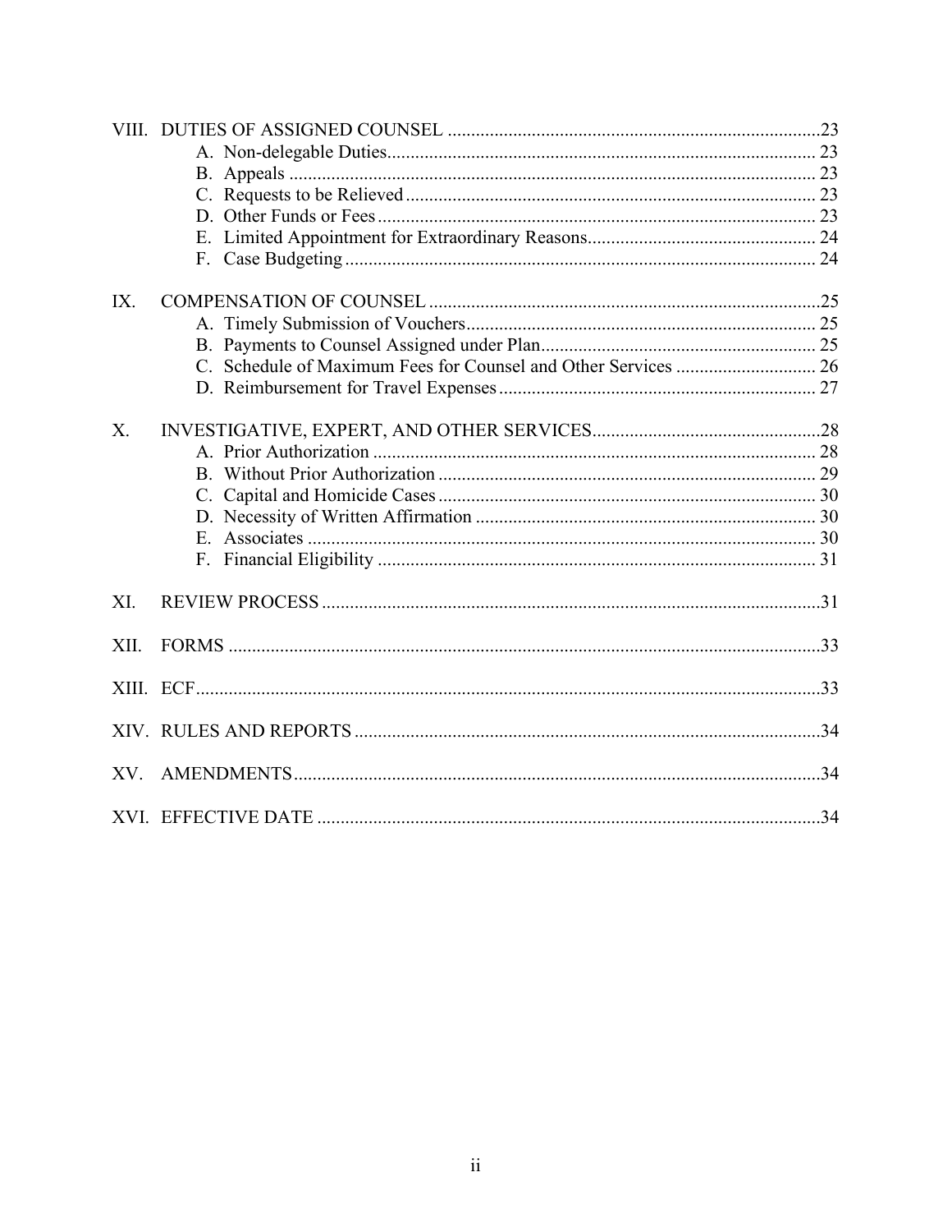VIII. DUTIES OF ASSIGNED COUNSEL .....23
- A. Non-delegable Duties..... 23
- B. Appeals ..... 23
- C. Requests to be Relieved..... 23
- D. Other Funds or Fees..... 23
- E. Limited Appointment for Extraordinary Reasons..... 24
- F. Case Budgeting..... 24

IX. COMPENSATION OF COUNSEL .....25
- A. Timely Submission of Vouchers..... 25
- B. Payments to Counsel Assigned under Plan..... 25
- C. Schedule of Maximum Fees for Counsel and Other Services ..... 26
- D. Reimbursement for Travel Expenses..... 27

X. INVESTIGATIVE, EXPERT, AND OTHER SERVICES.....28
- A. Prior Authorization ..... 28
- B. Without Prior Authorization ..... 29
- C. Capital and Homicide Cases..... 30
- D. Necessity of Written Affirmation ..... 30
- E. Associates ..... 30
- F. Financial Eligibility ..... 31

XI. REVIEW PROCESS .....31

XII. FORMS .....33

XIII. ECF.....33

XIV. RULES AND REPORTS .....34

XV. AMENDMENTS.....34

XVI. EFFECTIVE DATE .....34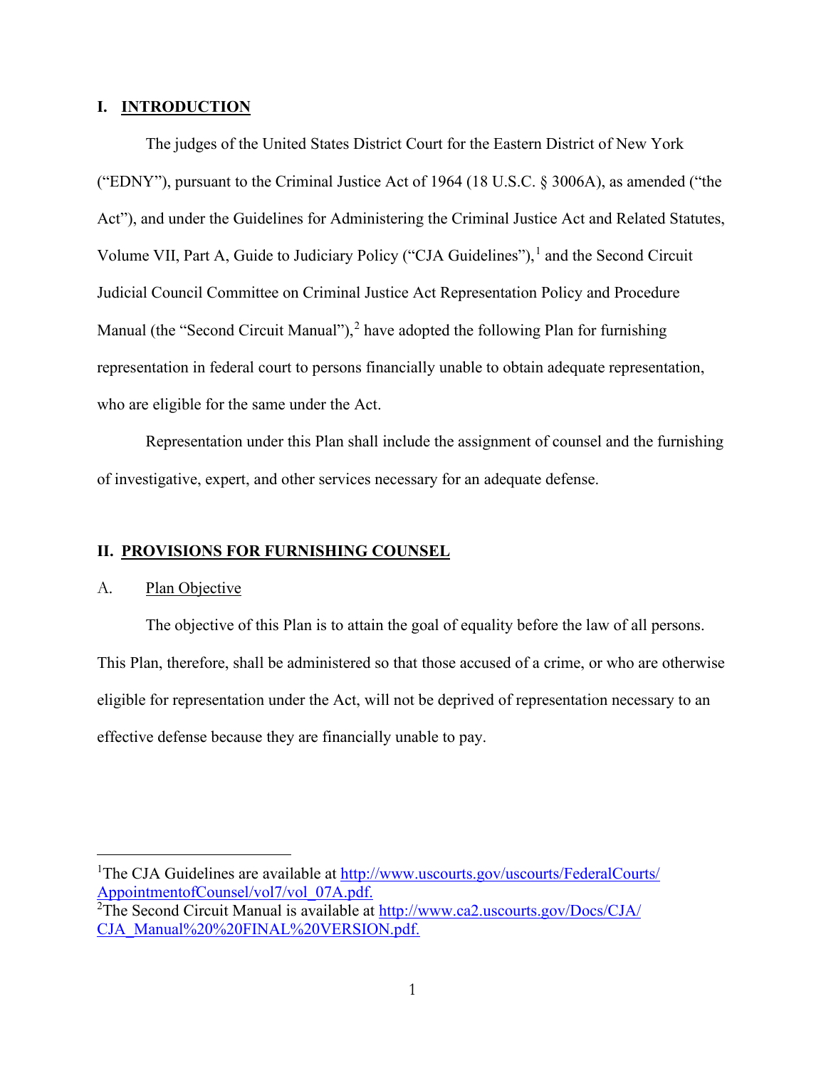## I. INTRODUCTION

The judges of the United States District Court for the Eastern District of New York ("EDNY"), pursuant to the Criminal Justice Act of 1964 (18 U.S.C. § 3006A), as amended ("the Act"), and under the Guidelines for Administering the Criminal Justice Act and Related Statutes, Volume VII, Part A, Guide to Judiciary Policy ("CJA Guidelines"),[1] and the Second Circuit Judicial Council Committee on Criminal Justice Act Representation Policy and Procedure Manual (the "Second Circuit Manual"),[2] have adopted the following Plan for furnishing representation in federal court to persons financially unable to obtain adequate representation, who are eligible for the same under the Act.

Representation under this Plan shall include the assignment of counsel and the furnishing of investigative, expert, and other services necessary for an adequate defense.

## II. PROVISIONS FOR FURNISHING COUNSEL

### A. Plan Objective

The objective of this Plan is to attain the goal of equality before the law of all persons. This Plan, therefore, shall be administered so that those accused of a crime, or who are otherwise eligible for representation under the Act, will not be deprived of representation necessary to an effective defense because they are financially unable to pay.

---

[1]The CJA Guidelines are available at http://www.uscourts.gov/uscourts/FederalCourts/AppointmentofCounsel/vol7/vol_07A.pdf.

[2]The Second Circuit Manual is available at http://www.ca2.uscourts.gov/Docs/CJA/CJA_Manual%20%20FINAL%20VERSION.pdf.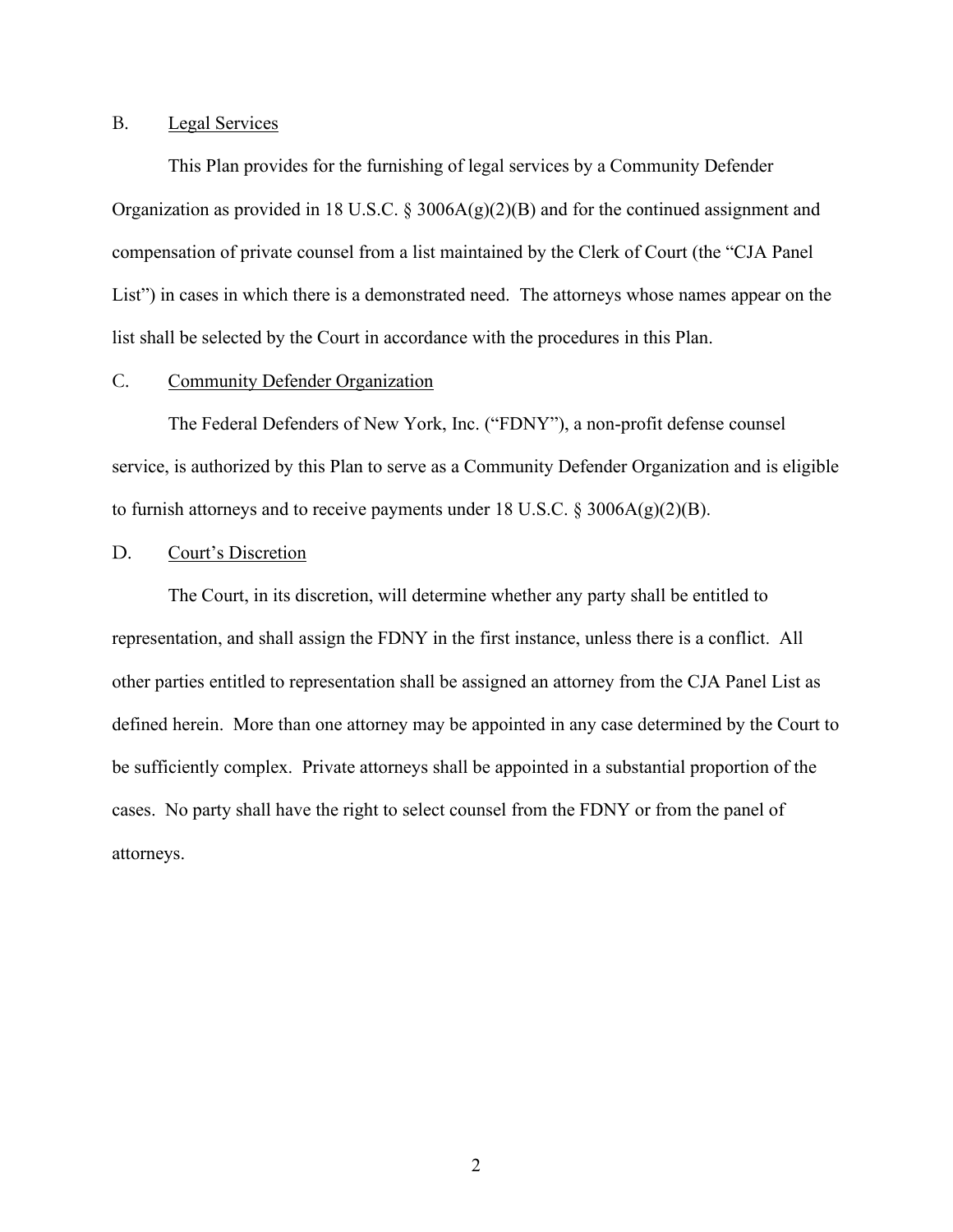### B. Legal Services

This Plan provides for the furnishing of legal services by a Community Defender Organization as provided in 18 U.S.C. § 3006A(g)(2)(B) and for the continued assignment and compensation of private counsel from a list maintained by the Clerk of Court (the "CJA Panel List") in cases in which there is a demonstrated need. The attorneys whose names appear on the list shall be selected by the Court in accordance with the procedures in this Plan.

### C. Community Defender Organization

The Federal Defenders of New York, Inc. ("FDNY"), a non-profit defense counsel service, is authorized by this Plan to serve as a Community Defender Organization and is eligible to furnish attorneys and to receive payments under 18 U.S.C. § 3006A(g)(2)(B).

### D. Court's Discretion

The Court, in its discretion, will determine whether any party shall be entitled to representation, and shall assign the FDNY in the first instance, unless there is a conflict. All other parties entitled to representation shall be assigned an attorney from the CJA Panel List as defined herein. More than one attorney may be appointed in any case determined by the Court to be sufficiently complex. Private attorneys shall be appointed in a substantial proportion of the cases. No party shall have the right to select counsel from the FDNY or from the panel of attorneys.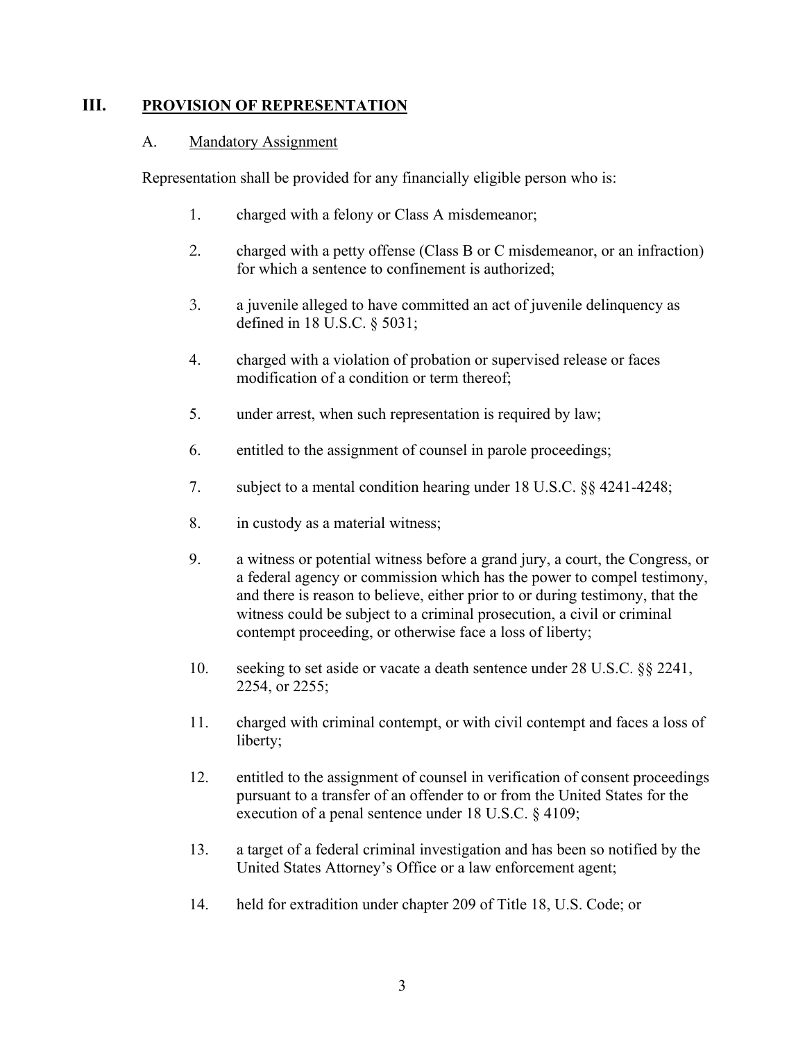## III. PROVISION OF REPRESENTATION

### A. Mandatory Assignment

Representation shall be provided for any financially eligible person who is:

1. charged with a felony or Class A misdemeanor;

2. charged with a petty offense (Class B or C misdemeanor, or an infraction) for which a sentence to confinement is authorized;

3. a juvenile alleged to have committed an act of juvenile delinquency as defined in 18 U.S.C. § 5031;

4. charged with a violation of probation or supervised release or faces modification of a condition or term thereof;

5. under arrest, when such representation is required by law;

6. entitled to the assignment of counsel in parole proceedings;

7. subject to a mental condition hearing under 18 U.S.C. §§ 4241-4248;

8. in custody as a material witness;

9. a witness or potential witness before a grand jury, a court, the Congress, or a federal agency or commission which has the power to compel testimony, and there is reason to believe, either prior to or during testimony, that the witness could be subject to a criminal prosecution, a civil or criminal contempt proceeding, or otherwise face a loss of liberty;

10. seeking to set aside or vacate a death sentence under 28 U.S.C. §§ 2241, 2254, or 2255;

11. charged with criminal contempt, or with civil contempt and faces a loss of liberty;

12. entitled to the assignment of counsel in verification of consent proceedings pursuant to a transfer of an offender to or from the United States for the execution of a penal sentence under 18 U.S.C. § 4109;

13. a target of a federal criminal investigation and has been so notified by the United States Attorney's Office or a law enforcement agent;

14. held for extradition under chapter 209 of Title 18, U.S. Code; or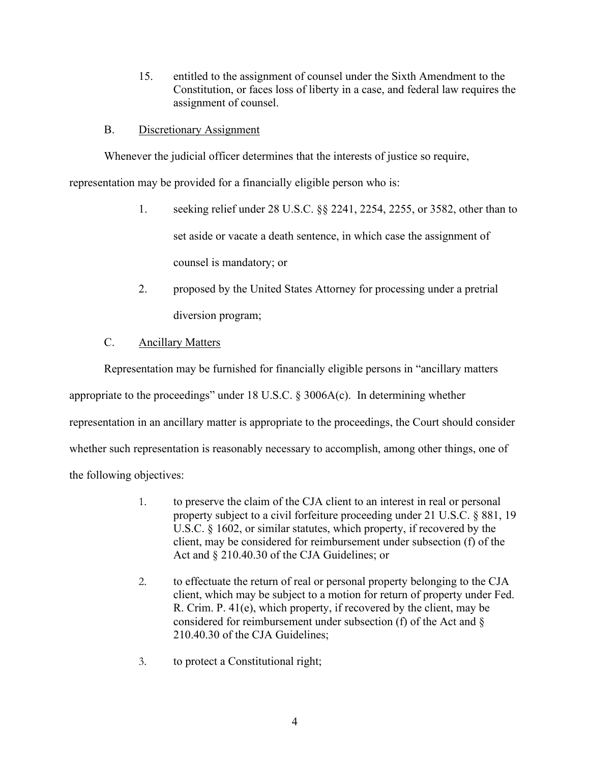15. entitled to the assignment of counsel under the Sixth Amendment to the Constitution, or faces loss of liberty in a case, and federal law requires the assignment of counsel.

B. Discretionary Assignment

Whenever the judicial officer determines that the interests of justice so require, representation may be provided for a financially eligible person who is:

1. seeking relief under 28 U.S.C. §§ 2241, 2254, 2255, or 3582, other than to set aside or vacate a death sentence, in which case the assignment of counsel is mandatory; or

2. proposed by the United States Attorney for processing under a pretrial diversion program;

C. Ancillary Matters

Representation may be furnished for financially eligible persons in "ancillary matters appropriate to the proceedings" under 18 U.S.C. § 3006A(c). In determining whether representation in an ancillary matter is appropriate to the proceedings, the Court should consider whether such representation is reasonably necessary to accomplish, among other things, one of the following objectives:

1. to preserve the claim of the CJA client to an interest in real or personal property subject to a civil forfeiture proceeding under 21 U.S.C. § 881, 19 U.S.C. § 1602, or similar statutes, which property, if recovered by the client, may be considered for reimbursement under subsection (f) of the Act and § 210.40.30 of the CJA Guidelines; or

2. to effectuate the return of real or personal property belonging to the CJA client, which may be subject to a motion for return of property under Fed. R. Crim. P. 41(e), which property, if recovered by the client, may be considered for reimbursement under subsection (f) of the Act and § 210.40.30 of the CJA Guidelines;

3. to protect a Constitutional right;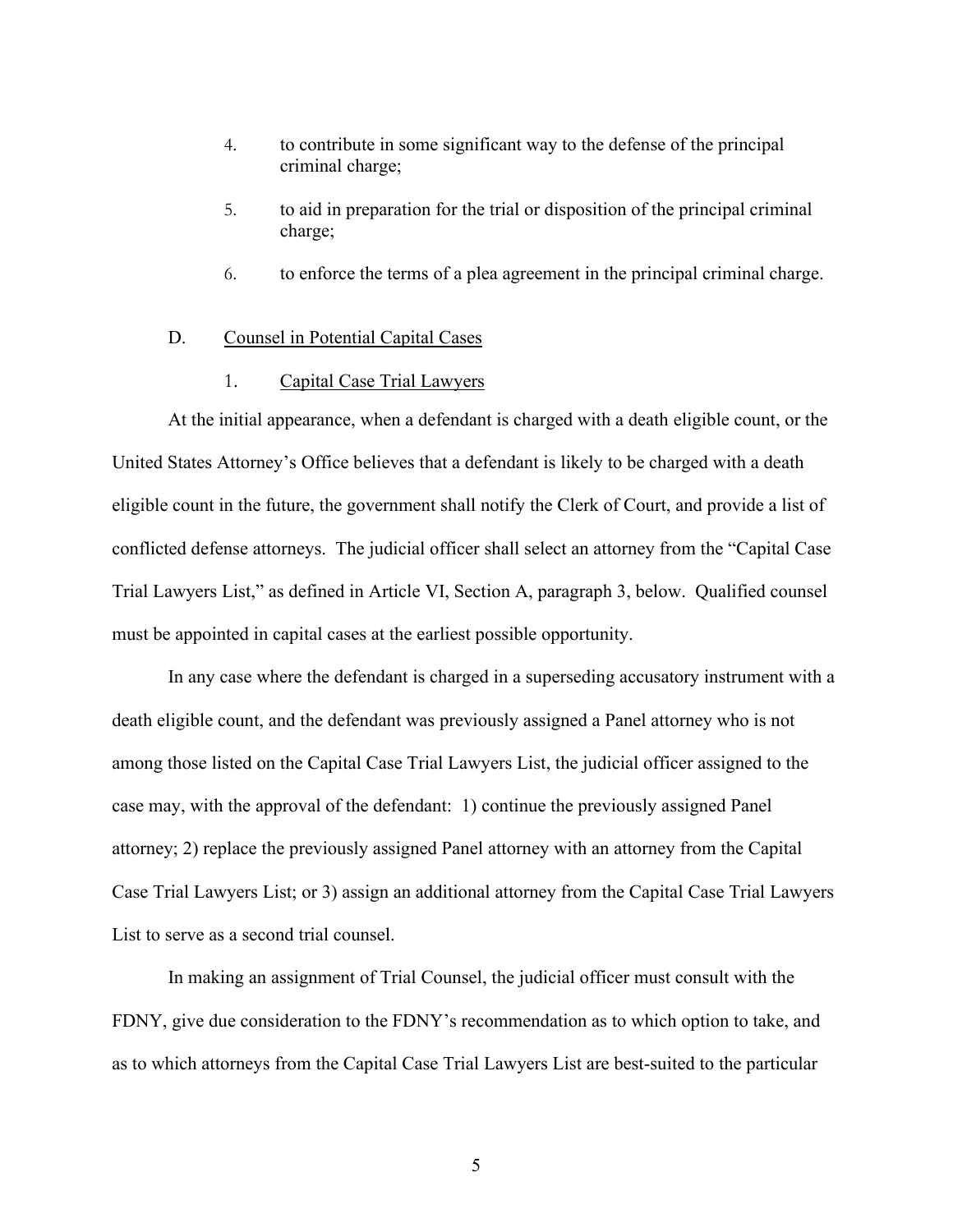4. to contribute in some significant way to the defense of the principal criminal charge;

5. to aid in preparation for the trial or disposition of the principal criminal charge;

6. to enforce the terms of a plea agreement in the principal criminal charge.

D. <u>Counsel in Potential Capital Cases</u>

1. <u>Capital Case Trial Lawyers</u>

At the initial appearance, when a defendant is charged with a death eligible count, or the United States Attorney's Office believes that a defendant is likely to be charged with a death eligible count in the future, the government shall notify the Clerk of Court, and provide a list of conflicted defense attorneys. The judicial officer shall select an attorney from the "Capital Case Trial Lawyers List," as defined in Article VI, Section A, paragraph 3, below. Qualified counsel must be appointed in capital cases at the earliest possible opportunity.

In any case where the defendant is charged in a superseding accusatory instrument with a death eligible count, and the defendant was previously assigned a Panel attorney who is not among those listed on the Capital Case Trial Lawyers List, the judicial officer assigned to the case may, with the approval of the defendant: 1) continue the previously assigned Panel attorney; 2) replace the previously assigned Panel attorney with an attorney from the Capital Case Trial Lawyers List; or 3) assign an additional attorney from the Capital Case Trial Lawyers List to serve as a second trial counsel.

In making an assignment of Trial Counsel, the judicial officer must consult with the FDNY, give due consideration to the FDNY's recommendation as to which option to take, and as to which attorneys from the Capital Case Trial Lawyers List are best-suited to the particular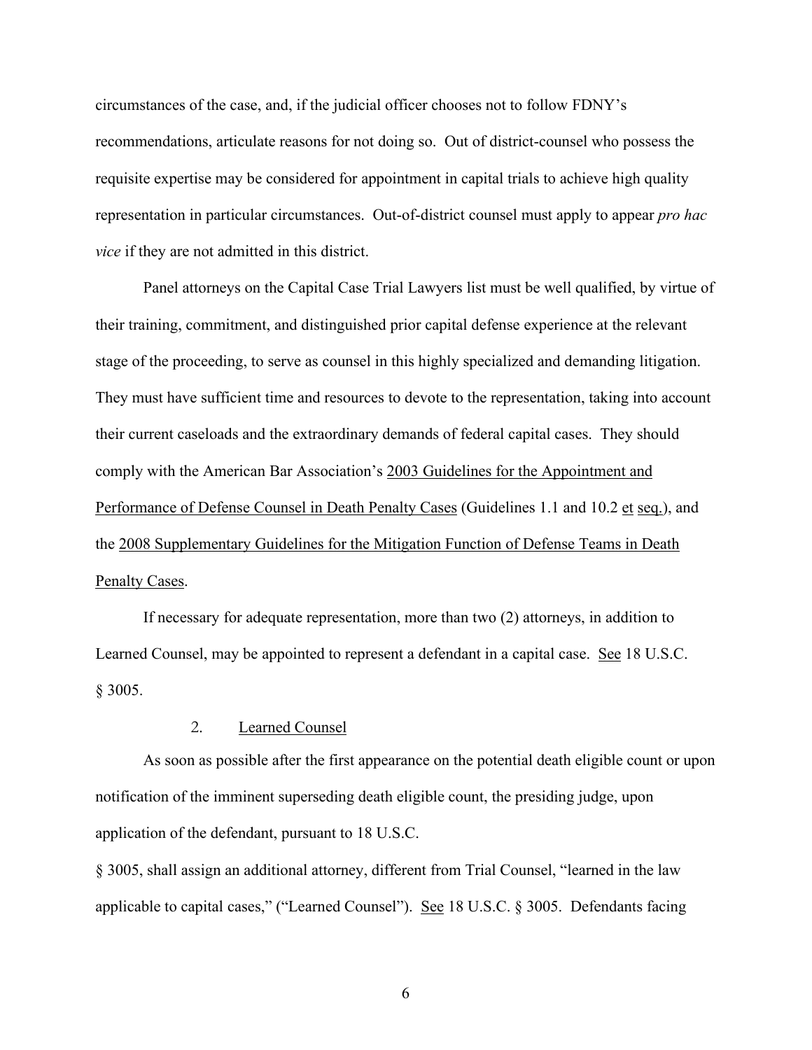circumstances of the case, and, if the judicial officer chooses not to follow FDNY's recommendations, articulate reasons for not doing so. Out of district-counsel who possess the requisite expertise may be considered for appointment in capital trials to achieve high quality representation in particular circumstances. Out-of-district counsel must apply to appear *pro hac vice* if they are not admitted in this district.

Panel attorneys on the Capital Case Trial Lawyers list must be well qualified, by virtue of their training, commitment, and distinguished prior capital defense experience at the relevant stage of the proceeding, to serve as counsel in this highly specialized and demanding litigation. They must have sufficient time and resources to devote to the representation, taking into account their current caseloads and the extraordinary demands of federal capital cases. They should comply with the American Bar Association's 2003 Guidelines for the Appointment and Performance of Defense Counsel in Death Penalty Cases (Guidelines 1.1 and 10.2 et seq.), and the 2008 Supplementary Guidelines for the Mitigation Function of Defense Teams in Death Penalty Cases.

If necessary for adequate representation, more than two (2) attorneys, in addition to Learned Counsel, may be appointed to represent a defendant in a capital case. See 18 U.S.C. § 3005.

### 2. Learned Counsel

As soon as possible after the first appearance on the potential death eligible count or upon notification of the imminent superseding death eligible count, the presiding judge, upon application of the defendant, pursuant to 18 U.S.C. § 3005, shall assign an additional attorney, different from Trial Counsel, "learned in the law applicable to capital cases," ("Learned Counsel"). See 18 U.S.C. § 3005. Defendants facing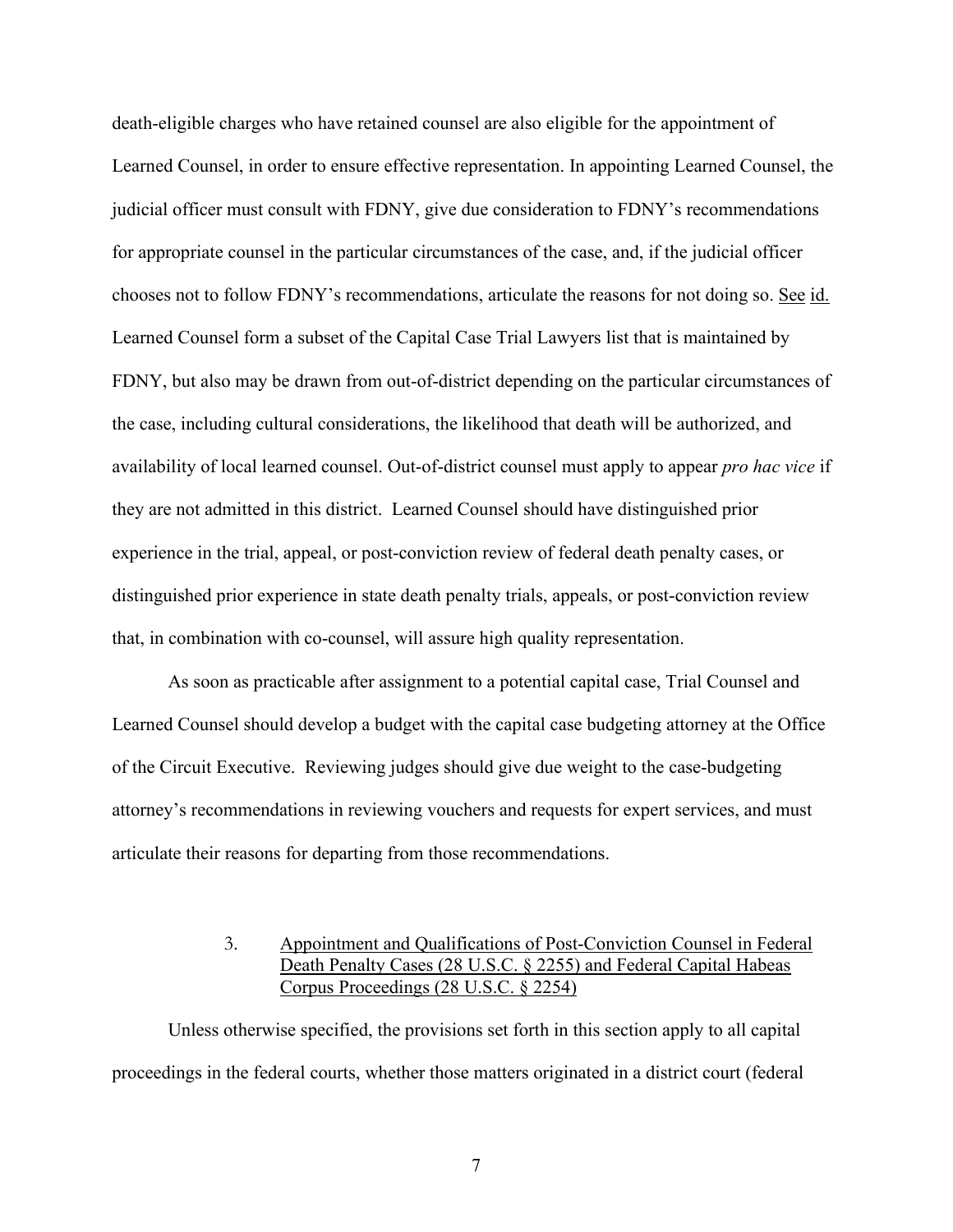death-eligible charges who have retained counsel are also eligible for the appointment of Learned Counsel, in order to ensure effective representation. In appointing Learned Counsel, the judicial officer must consult with FDNY, give due consideration to FDNY's recommendations for appropriate counsel in the particular circumstances of the case, and, if the judicial officer chooses not to follow FDNY's recommendations, articulate the reasons for not doing so. See id. Learned Counsel form a subset of the Capital Case Trial Lawyers list that is maintained by FDNY, but also may be drawn from out-of-district depending on the particular circumstances of the case, including cultural considerations, the likelihood that death will be authorized, and availability of local learned counsel. Out-of-district counsel must apply to appear *pro hac vice* if they are not admitted in this district. Learned Counsel should have distinguished prior experience in the trial, appeal, or post-conviction review of federal death penalty cases, or distinguished prior experience in state death penalty trials, appeals, or post-conviction review that, in combination with co-counsel, will assure high quality representation.

As soon as practicable after assignment to a potential capital case, Trial Counsel and Learned Counsel should develop a budget with the capital case budgeting attorney at the Office of the Circuit Executive. Reviewing judges should give due weight to the case-budgeting attorney's recommendations in reviewing vouchers and requests for expert services, and must articulate their reasons for departing from those recommendations.

### 3. Appointment and Qualifications of Post-Conviction Counsel in Federal Death Penalty Cases (28 U.S.C. § 2255) and Federal Capital Habeas Corpus Proceedings (28 U.S.C. § 2254)

Unless otherwise specified, the provisions set forth in this section apply to all capital proceedings in the federal courts, whether those matters originated in a district court (federal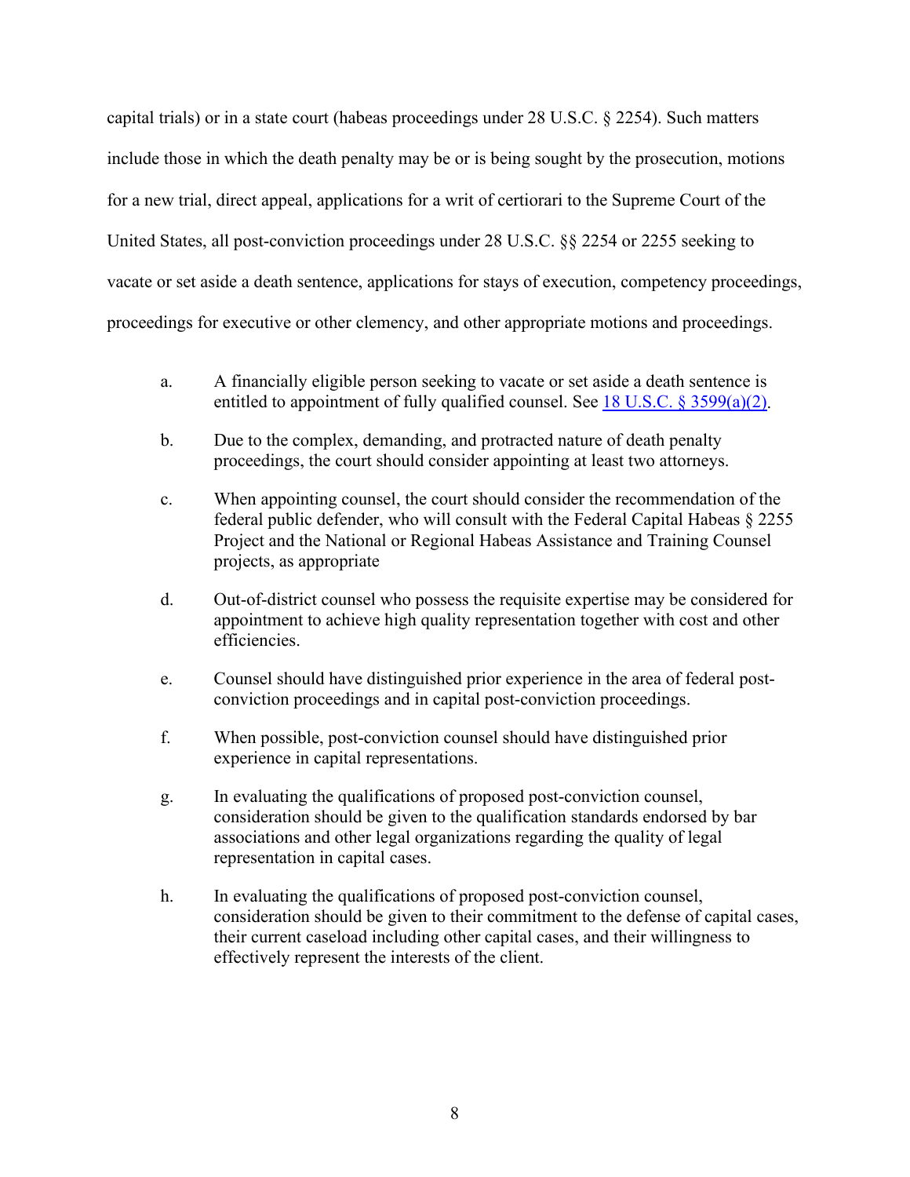capital trials) or in a state court (habeas proceedings under 28 U.S.C. § 2254). Such matters include those in which the death penalty may be or is being sought by the prosecution, motions for a new trial, direct appeal, applications for a writ of certiorari to the Supreme Court of the United States, all post-conviction proceedings under 28 U.S.C. §§ 2254 or 2255 seeking to vacate or set aside a death sentence, applications for stays of execution, competency proceedings, proceedings for executive or other clemency, and other appropriate motions and proceedings.

a. A financially eligible person seeking to vacate or set aside a death sentence is entitled to appointment of fully qualified counsel. See 18 U.S.C. § 3599(a)(2).

b. Due to the complex, demanding, and protracted nature of death penalty proceedings, the court should consider appointing at least two attorneys.

c. When appointing counsel, the court should consider the recommendation of the federal public defender, who will consult with the Federal Capital Habeas § 2255 Project and the National or Regional Habeas Assistance and Training Counsel projects, as appropriate

d. Out-of-district counsel who possess the requisite expertise may be considered for appointment to achieve high quality representation together with cost and other efficiencies.

e. Counsel should have distinguished prior experience in the area of federal post-conviction proceedings and in capital post-conviction proceedings.

f. When possible, post-conviction counsel should have distinguished prior experience in capital representations.

g. In evaluating the qualifications of proposed post-conviction counsel, consideration should be given to the qualification standards endorsed by bar associations and other legal organizations regarding the quality of legal representation in capital cases.

h. In evaluating the qualifications of proposed post-conviction counsel, consideration should be given to their commitment to the defense of capital cases, their current caseload including other capital cases, and their willingness to effectively represent the interests of the client.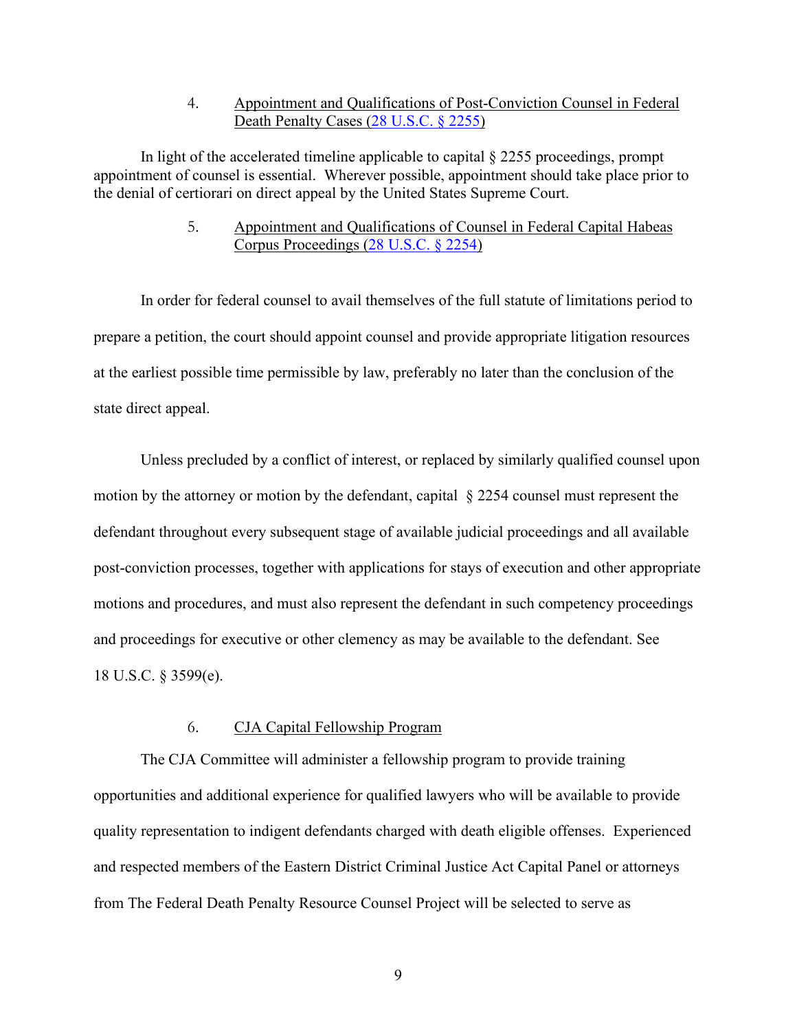4. Appointment and Qualifications of Post-Conviction Counsel in Federal Death Penalty Cases ([28 U.S.C. § 2255](28 U.S.C. § 2255))

In light of the accelerated timeline applicable to capital § 2255 proceedings, prompt appointment of counsel is essential. Wherever possible, appointment should take place prior to the denial of certiorari on direct appeal by the United States Supreme Court.

5. Appointment and Qualifications of Counsel in Federal Capital Habeas Corpus Proceedings ([28 U.S.C. § 2254](28 U.S.C. § 2254))

In order for federal counsel to avail themselves of the full statute of limitations period to prepare a petition, the court should appoint counsel and provide appropriate litigation resources at the earliest possible time permissible by law, preferably no later than the conclusion of the state direct appeal.

Unless precluded by a conflict of interest, or replaced by similarly qualified counsel upon motion by the attorney or motion by the defendant, capital § 2254 counsel must represent the defendant throughout every subsequent stage of available judicial proceedings and all available post-conviction processes, together with applications for stays of execution and other appropriate motions and procedures, and must also represent the defendant in such competency proceedings and proceedings for executive or other clemency as may be available to the defendant. See 18 U.S.C. § 3599(e).

6. CJA Capital Fellowship Program

The CJA Committee will administer a fellowship program to provide training opportunities and additional experience for qualified lawyers who will be available to provide quality representation to indigent defendants charged with death eligible offenses. Experienced and respected members of the Eastern District Criminal Justice Act Capital Panel or attorneys from The Federal Death Penalty Resource Counsel Project will be selected to serve as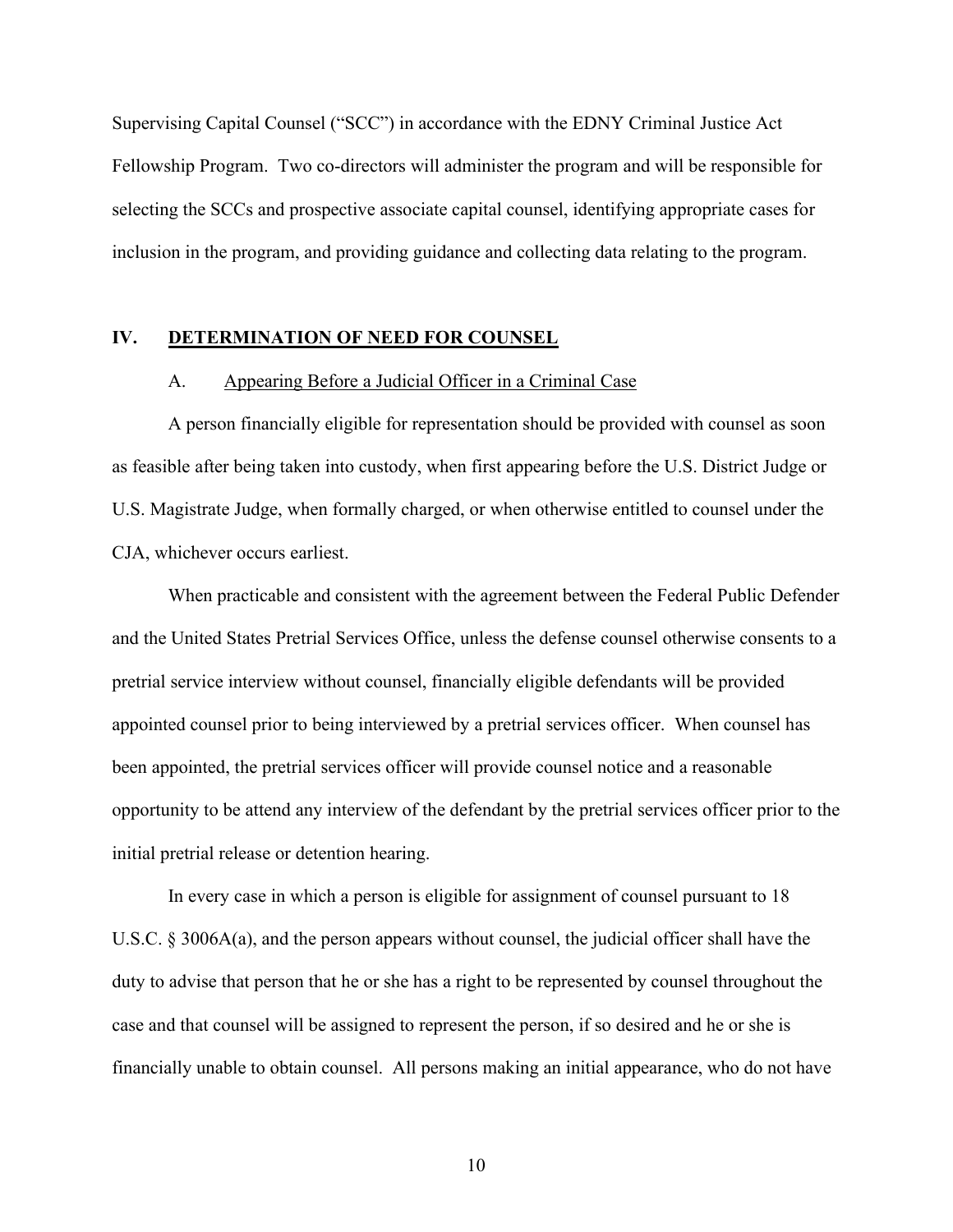Supervising Capital Counsel ("SCC") in accordance with the EDNY Criminal Justice Act Fellowship Program. Two co-directors will administer the program and will be responsible for selecting the SCCs and prospective associate capital counsel, identifying appropriate cases for inclusion in the program, and providing guidance and collecting data relating to the program.

## IV. DETERMINATION OF NEED FOR COUNSEL

### A. Appearing Before a Judicial Officer in a Criminal Case

A person financially eligible for representation should be provided with counsel as soon as feasible after being taken into custody, when first appearing before the U.S. District Judge or U.S. Magistrate Judge, when formally charged, or when otherwise entitled to counsel under the CJA, whichever occurs earliest.

When practicable and consistent with the agreement between the Federal Public Defender and the United States Pretrial Services Office, unless the defense counsel otherwise consents to a pretrial service interview without counsel, financially eligible defendants will be provided appointed counsel prior to being interviewed by a pretrial services officer. When counsel has been appointed, the pretrial services officer will provide counsel notice and a reasonable opportunity to be attend any interview of the defendant by the pretrial services officer prior to the initial pretrial release or detention hearing.

In every case in which a person is eligible for assignment of counsel pursuant to 18 U.S.C. § 3006A(a), and the person appears without counsel, the judicial officer shall have the duty to advise that person that he or she has a right to be represented by counsel throughout the case and that counsel will be assigned to represent the person, if so desired and he or she is financially unable to obtain counsel. All persons making an initial appearance, who do not have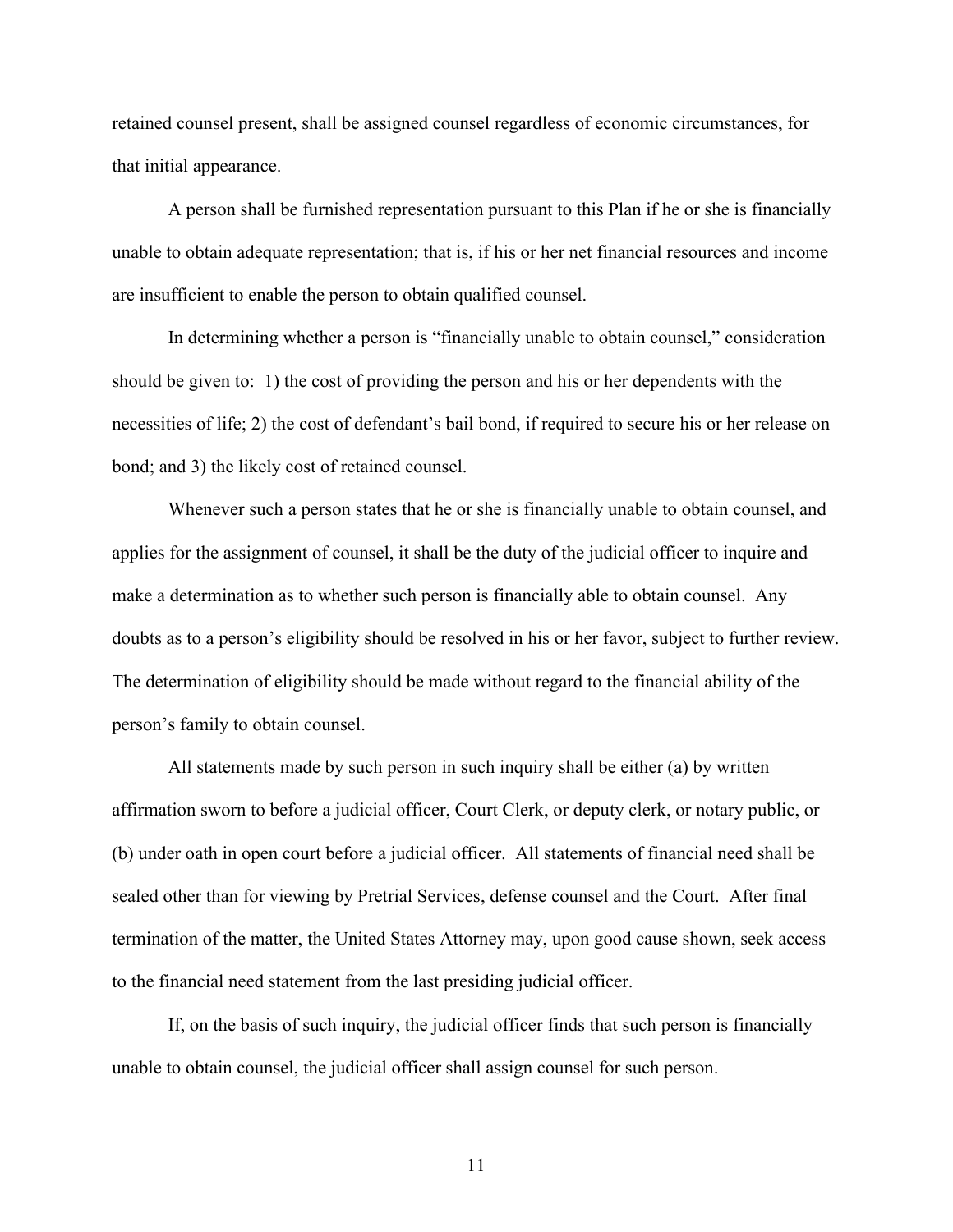retained counsel present, shall be assigned counsel regardless of economic circumstances, for that initial appearance.

A person shall be furnished representation pursuant to this Plan if he or she is financially unable to obtain adequate representation; that is, if his or her net financial resources and income are insufficient to enable the person to obtain qualified counsel.

In determining whether a person is "financially unable to obtain counsel," consideration should be given to: 1) the cost of providing the person and his or her dependents with the necessities of life; 2) the cost of defendant's bail bond, if required to secure his or her release on bond; and 3) the likely cost of retained counsel.

Whenever such a person states that he or she is financially unable to obtain counsel, and applies for the assignment of counsel, it shall be the duty of the judicial officer to inquire and make a determination as to whether such person is financially able to obtain counsel. Any doubts as to a person's eligibility should be resolved in his or her favor, subject to further review. The determination of eligibility should be made without regard to the financial ability of the person's family to obtain counsel.

All statements made by such person in such inquiry shall be either (a) by written affirmation sworn to before a judicial officer, Court Clerk, or deputy clerk, or notary public, or (b) under oath in open court before a judicial officer. All statements of financial need shall be sealed other than for viewing by Pretrial Services, defense counsel and the Court. After final termination of the matter, the United States Attorney may, upon good cause shown, seek access to the financial need statement from the last presiding judicial officer.

If, on the basis of such inquiry, the judicial officer finds that such person is financially unable to obtain counsel, the judicial officer shall assign counsel for such person.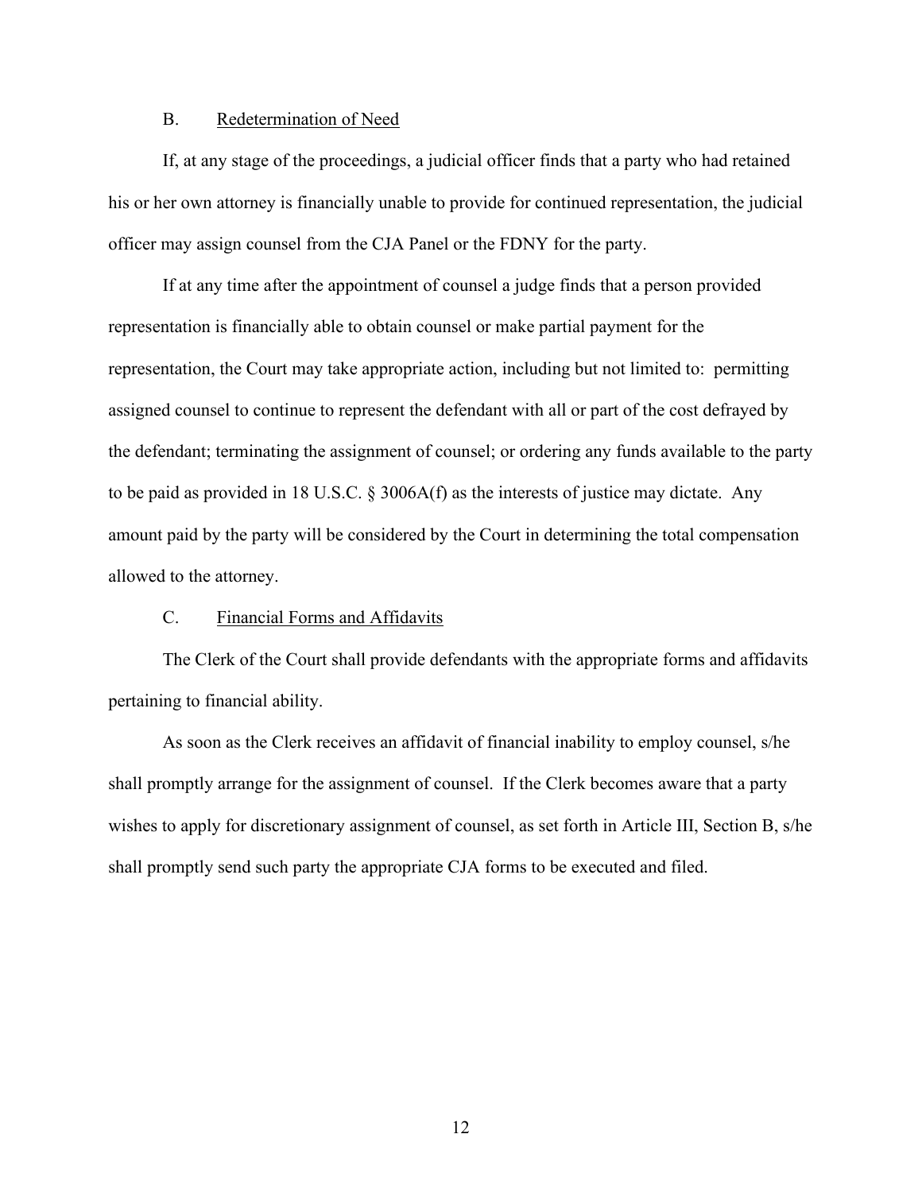### B. Redetermination of Need

If, at any stage of the proceedings, a judicial officer finds that a party who had retained his or her own attorney is financially unable to provide for continued representation, the judicial officer may assign counsel from the CJA Panel or the FDNY for the party.

If at any time after the appointment of counsel a judge finds that a person provided representation is financially able to obtain counsel or make partial payment for the representation, the Court may take appropriate action, including but not limited to: permitting assigned counsel to continue to represent the defendant with all or part of the cost defrayed by the defendant; terminating the assignment of counsel; or ordering any funds available to the party to be paid as provided in 18 U.S.C. § 3006A(f) as the interests of justice may dictate. Any amount paid by the party will be considered by the Court in determining the total compensation allowed to the attorney.

### C. Financial Forms and Affidavits

The Clerk of the Court shall provide defendants with the appropriate forms and affidavits pertaining to financial ability.

As soon as the Clerk receives an affidavit of financial inability to employ counsel, s/he shall promptly arrange for the assignment of counsel. If the Clerk becomes aware that a party wishes to apply for discretionary assignment of counsel, as set forth in Article III, Section B, s/he shall promptly send such party the appropriate CJA forms to be executed and filed.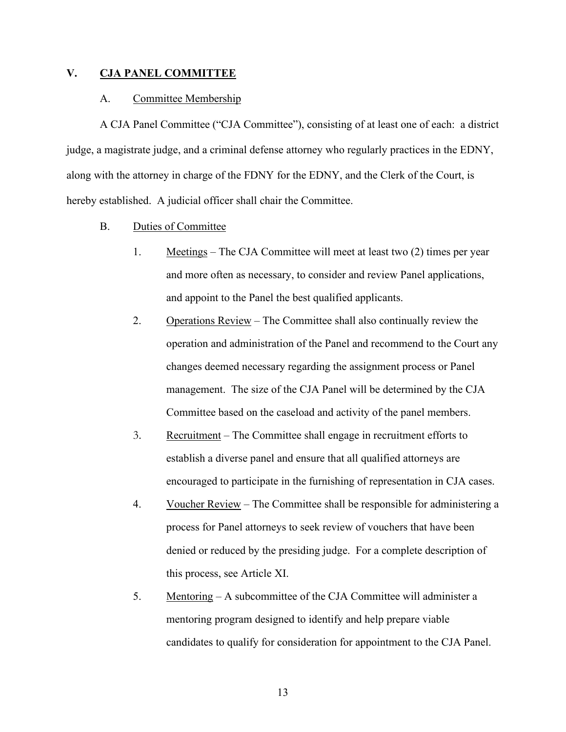## V. CJA PANEL COMMITTEE

### A. Committee Membership

A CJA Panel Committee ("CJA Committee"), consisting of at least one of each: a district judge, a magistrate judge, and a criminal defense attorney who regularly practices in the EDNY, along with the attorney in charge of the FDNY for the EDNY, and the Clerk of the Court, is hereby established. A judicial officer shall chair the Committee.

### B. Duties of Committee

1. Meetings – The CJA Committee will meet at least two (2) times per year and more often as necessary, to consider and review Panel applications, and appoint to the Panel the best qualified applicants.
2. Operations Review – The Committee shall also continually review the operation and administration of the Panel and recommend to the Court any changes deemed necessary regarding the assignment process or Panel management. The size of the CJA Panel will be determined by the CJA Committee based on the caseload and activity of the panel members.
3. Recruitment – The Committee shall engage in recruitment efforts to establish a diverse panel and ensure that all qualified attorneys are encouraged to participate in the furnishing of representation in CJA cases.
4. Voucher Review – The Committee shall be responsible for administering a process for Panel attorneys to seek review of vouchers that have been denied or reduced by the presiding judge. For a complete description of this process, see Article XI.
5. Mentoring – A subcommittee of the CJA Committee will administer a mentoring program designed to identify and help prepare viable candidates to qualify for consideration for appointment to the CJA Panel.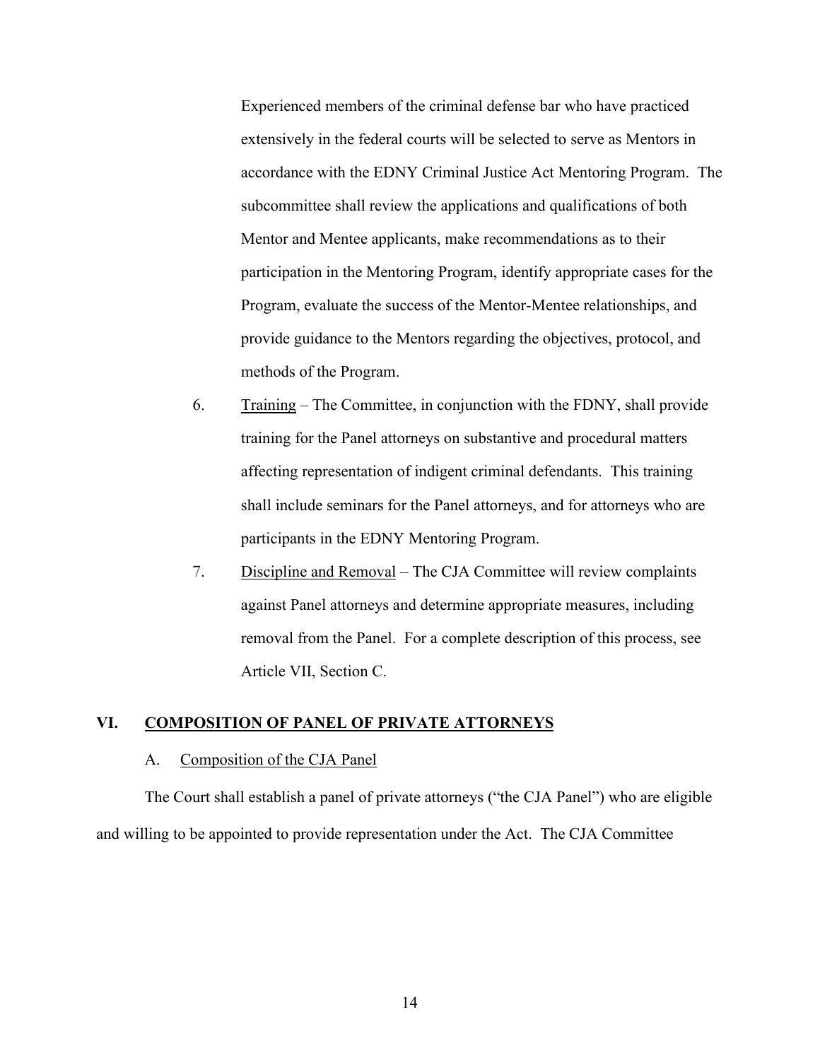Experienced members of the criminal defense bar who have practiced extensively in the federal courts will be selected to serve as Mentors in accordance with the EDNY Criminal Justice Act Mentoring Program. The subcommittee shall review the applications and qualifications of both Mentor and Mentee applicants, make recommendations as to their participation in the Mentoring Program, identify appropriate cases for the Program, evaluate the success of the Mentor-Mentee relationships, and provide guidance to the Mentors regarding the objectives, protocol, and methods of the Program.

6. Training – The Committee, in conjunction with the FDNY, shall provide training for the Panel attorneys on substantive and procedural matters affecting representation of indigent criminal defendants. This training shall include seminars for the Panel attorneys, and for attorneys who are participants in the EDNY Mentoring Program.

7. Discipline and Removal – The CJA Committee will review complaints against Panel attorneys and determine appropriate measures, including removal from the Panel. For a complete description of this process, see Article VII, Section C.

## VI. COMPOSITION OF PANEL OF PRIVATE ATTORNEYS

### A. Composition of the CJA Panel

The Court shall establish a panel of private attorneys ("the CJA Panel") who are eligible and willing to be appointed to provide representation under the Act. The CJA Committee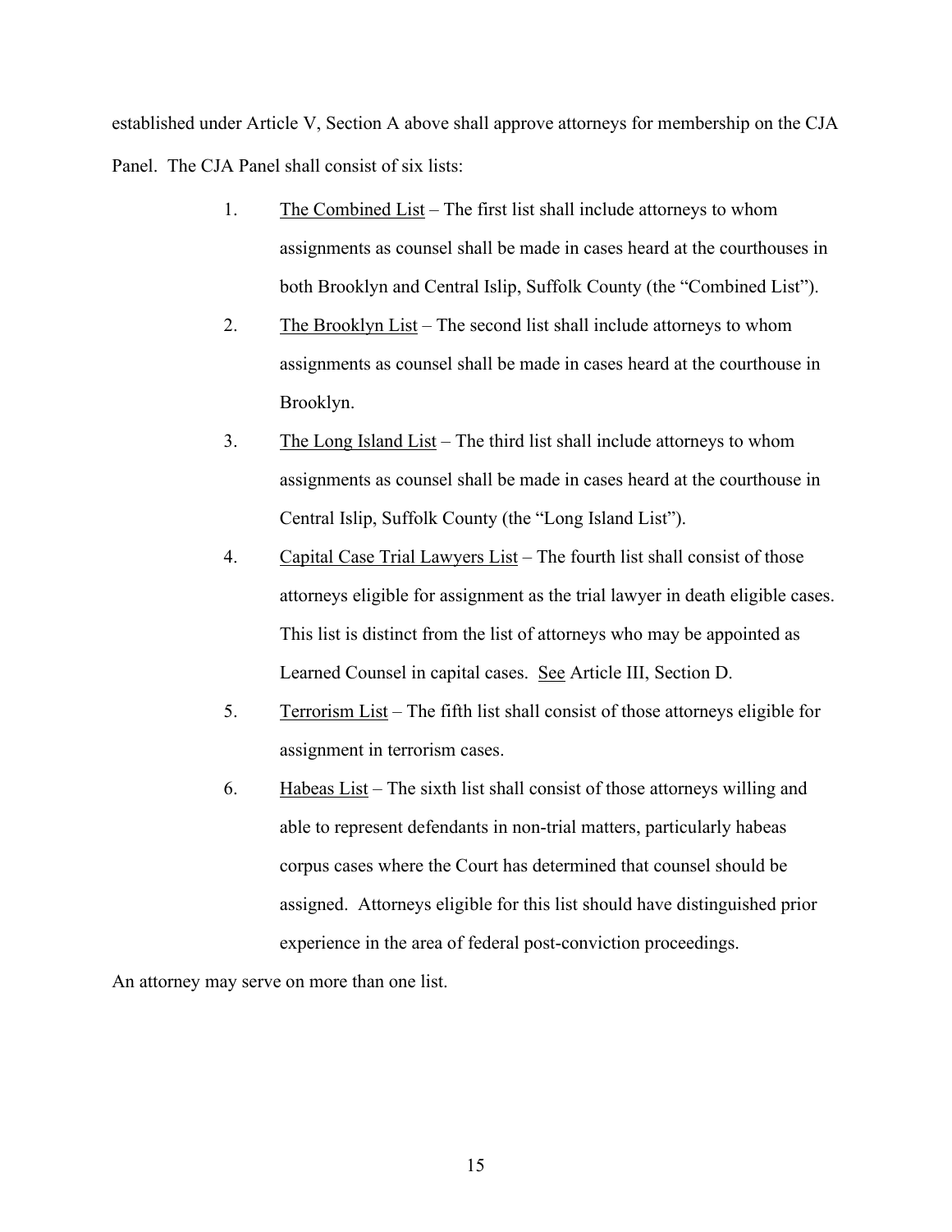established under Article V, Section A above shall approve attorneys for membership on the CJA Panel. The CJA Panel shall consist of six lists:

1. The Combined List – The first list shall include attorneys to whom assignments as counsel shall be made in cases heard at the courthouses in both Brooklyn and Central Islip, Suffolk County (the "Combined List").
2. The Brooklyn List – The second list shall include attorneys to whom assignments as counsel shall be made in cases heard at the courthouse in Brooklyn.
3. The Long Island List – The third list shall include attorneys to whom assignments as counsel shall be made in cases heard at the courthouse in Central Islip, Suffolk County (the "Long Island List").
4. Capital Case Trial Lawyers List – The fourth list shall consist of those attorneys eligible for assignment as the trial lawyer in death eligible cases. This list is distinct from the list of attorneys who may be appointed as Learned Counsel in capital cases. See Article III, Section D.
5. Terrorism List – The fifth list shall consist of those attorneys eligible for assignment in terrorism cases.
6. Habeas List – The sixth list shall consist of those attorneys willing and able to represent defendants in non-trial matters, particularly habeas corpus cases where the Court has determined that counsel should be assigned. Attorneys eligible for this list should have distinguished prior experience in the area of federal post-conviction proceedings.

An attorney may serve on more than one list.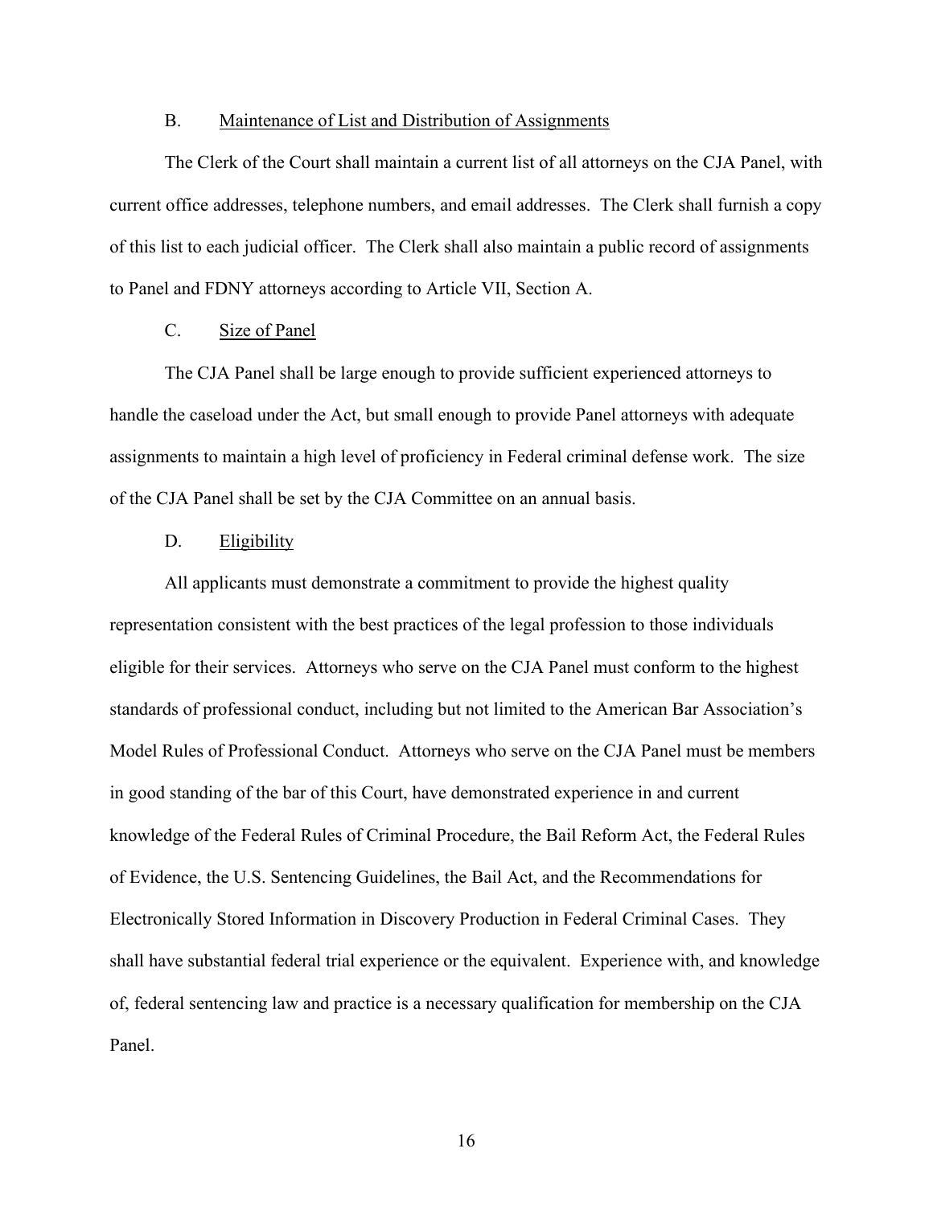### B. Maintenance of List and Distribution of Assignments

The Clerk of the Court shall maintain a current list of all attorneys on the CJA Panel, with current office addresses, telephone numbers, and email addresses. The Clerk shall furnish a copy of this list to each judicial officer. The Clerk shall also maintain a public record of assignments to Panel and FDNY attorneys according to Article VII, Section A.

### C. Size of Panel

The CJA Panel shall be large enough to provide sufficient experienced attorneys to handle the caseload under the Act, but small enough to provide Panel attorneys with adequate assignments to maintain a high level of proficiency in Federal criminal defense work. The size of the CJA Panel shall be set by the CJA Committee on an annual basis.

### D. Eligibility

All applicants must demonstrate a commitment to provide the highest quality representation consistent with the best practices of the legal profession to those individuals eligible for their services. Attorneys who serve on the CJA Panel must conform to the highest standards of professional conduct, including but not limited to the American Bar Association's Model Rules of Professional Conduct. Attorneys who serve on the CJA Panel must be members in good standing of the bar of this Court, have demonstrated experience in and current knowledge of the Federal Rules of Criminal Procedure, the Bail Reform Act, the Federal Rules of Evidence, the U.S. Sentencing Guidelines, the Bail Act, and the Recommendations for Electronically Stored Information in Discovery Production in Federal Criminal Cases. They shall have substantial federal trial experience or the equivalent. Experience with, and knowledge of, federal sentencing law and practice is a necessary qualification for membership on the CJA Panel.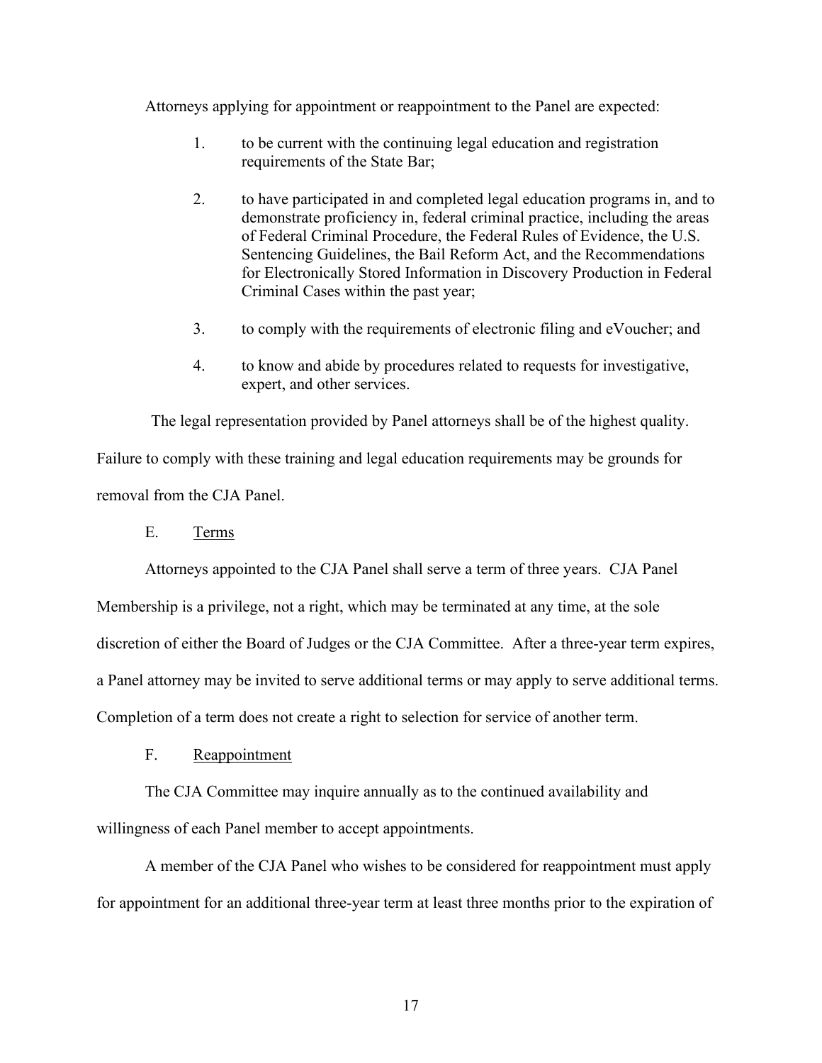Attorneys applying for appointment or reappointment to the Panel are expected:

1. to be current with the continuing legal education and registration requirements of the State Bar;

2. to have participated in and completed legal education programs in, and to demonstrate proficiency in, federal criminal practice, including the areas of Federal Criminal Procedure, the Federal Rules of Evidence, the U.S. Sentencing Guidelines, the Bail Reform Act, and the Recommendations for Electronically Stored Information in Discovery Production in Federal Criminal Cases within the past year;

3. to comply with the requirements of electronic filing and eVoucher; and

4. to know and abide by procedures related to requests for investigative, expert, and other services.

The legal representation provided by Panel attorneys shall be of the highest quality. Failure to comply with these training and legal education requirements may be grounds for removal from the CJA Panel.

E. Terms

Attorneys appointed to the CJA Panel shall serve a term of three years. CJA Panel Membership is a privilege, not a right, which may be terminated at any time, at the sole discretion of either the Board of Judges or the CJA Committee. After a three-year term expires, a Panel attorney may be invited to serve additional terms or may apply to serve additional terms. Completion of a term does not create a right to selection for service of another term.

F. Reappointment

The CJA Committee may inquire annually as to the continued availability and willingness of each Panel member to accept appointments.

A member of the CJA Panel who wishes to be considered for reappointment must apply for appointment for an additional three-year term at least three months prior to the expiration of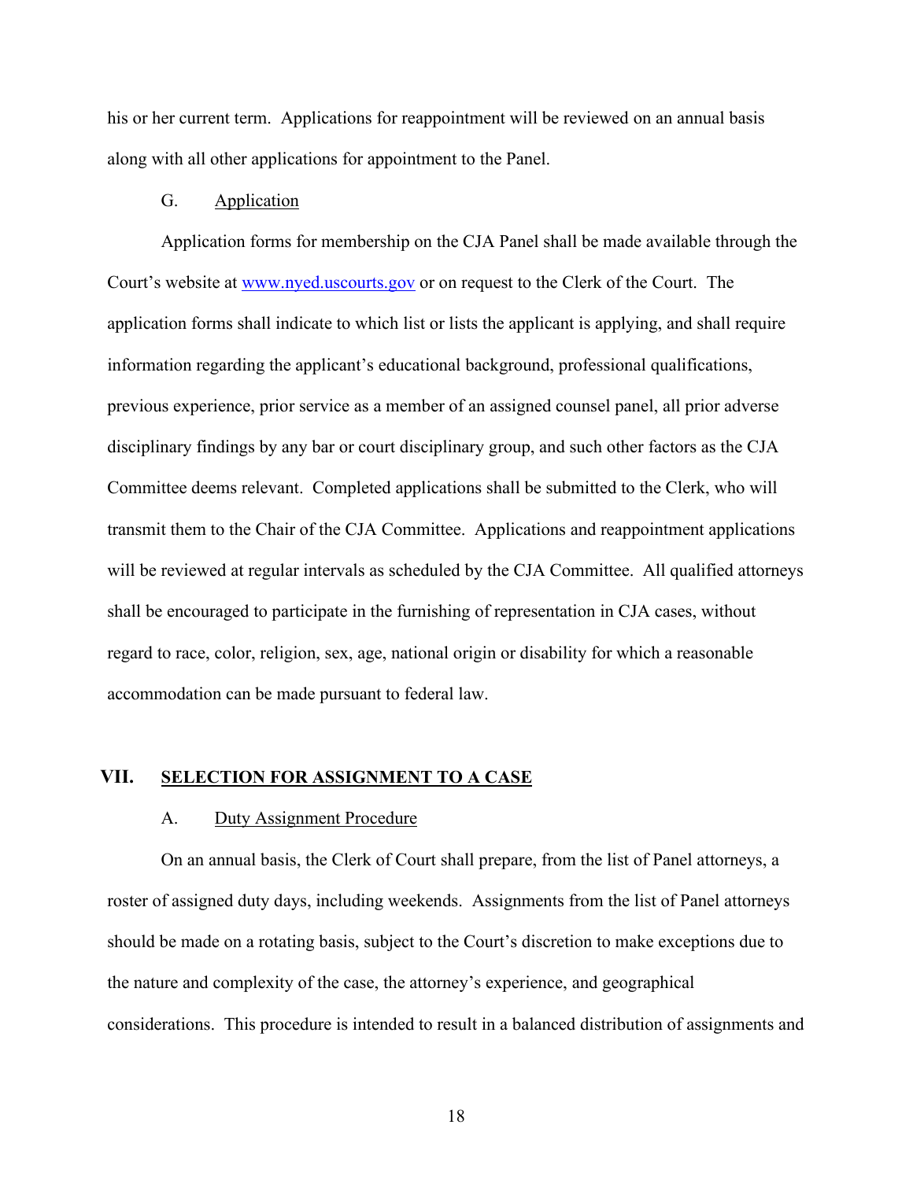his or her current term. Applications for reappointment will be reviewed on an annual basis along with all other applications for appointment to the Panel.

### G. Application

Application forms for membership on the CJA Panel shall be made available through the Court's website at [www.nyed.uscourts.gov](http://www.nyed.uscourts.gov) or on request to the Clerk of the Court. The application forms shall indicate to which list or lists the applicant is applying, and shall require information regarding the applicant's educational background, professional qualifications, previous experience, prior service as a member of an assigned counsel panel, all prior adverse disciplinary findings by any bar or court disciplinary group, and such other factors as the CJA Committee deems relevant. Completed applications shall be submitted to the Clerk, who will transmit them to the Chair of the CJA Committee. Applications and reappointment applications will be reviewed at regular intervals as scheduled by the CJA Committee. All qualified attorneys shall be encouraged to participate in the furnishing of representation in CJA cases, without regard to race, color, religion, sex, age, national origin or disability for which a reasonable accommodation can be made pursuant to federal law.

## VII. SELECTION FOR ASSIGNMENT TO A CASE

### A. Duty Assignment Procedure

On an annual basis, the Clerk of Court shall prepare, from the list of Panel attorneys, a roster of assigned duty days, including weekends. Assignments from the list of Panel attorneys should be made on a rotating basis, subject to the Court's discretion to make exceptions due to the nature and complexity of the case, the attorney's experience, and geographical considerations. This procedure is intended to result in a balanced distribution of assignments and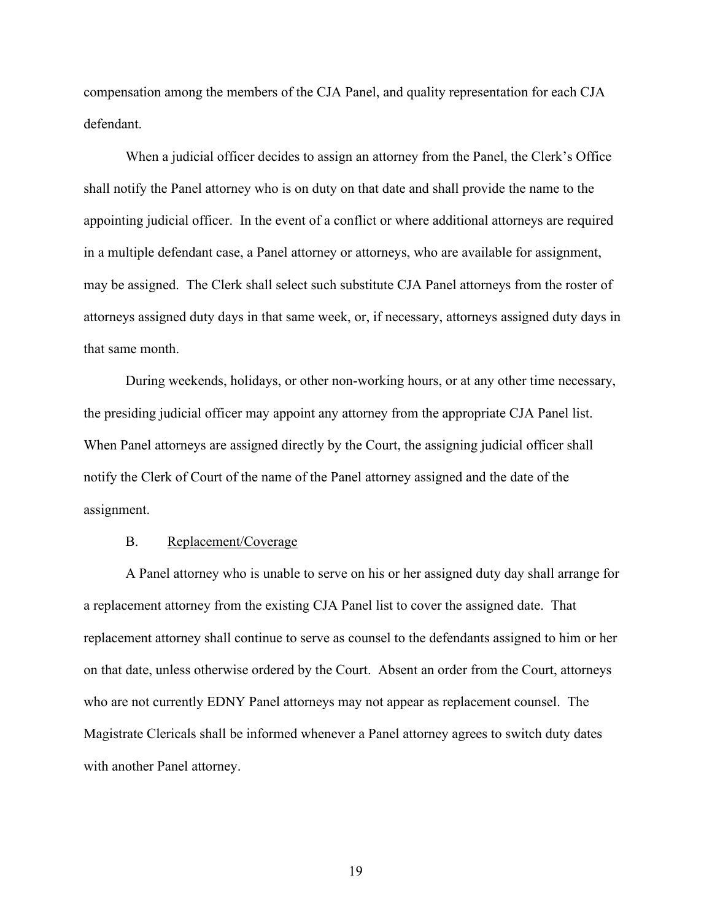compensation among the members of the CJA Panel, and quality representation for each CJA defendant.

When a judicial officer decides to assign an attorney from the Panel, the Clerk's Office shall notify the Panel attorney who is on duty on that date and shall provide the name to the appointing judicial officer. In the event of a conflict or where additional attorneys are required in a multiple defendant case, a Panel attorney or attorneys, who are available for assignment, may be assigned. The Clerk shall select such substitute CJA Panel attorneys from the roster of attorneys assigned duty days in that same week, or, if necessary, attorneys assigned duty days in that same month.

During weekends, holidays, or other non-working hours, or at any other time necessary, the presiding judicial officer may appoint any attorney from the appropriate CJA Panel list. When Panel attorneys are assigned directly by the Court, the assigning judicial officer shall notify the Clerk of Court of the name of the Panel attorney assigned and the date of the assignment.

### B. Replacement/Coverage

A Panel attorney who is unable to serve on his or her assigned duty day shall arrange for a replacement attorney from the existing CJA Panel list to cover the assigned date. That replacement attorney shall continue to serve as counsel to the defendants assigned to him or her on that date, unless otherwise ordered by the Court. Absent an order from the Court, attorneys who are not currently EDNY Panel attorneys may not appear as replacement counsel. The Magistrate Clericals shall be informed whenever a Panel attorney agrees to switch duty dates with another Panel attorney.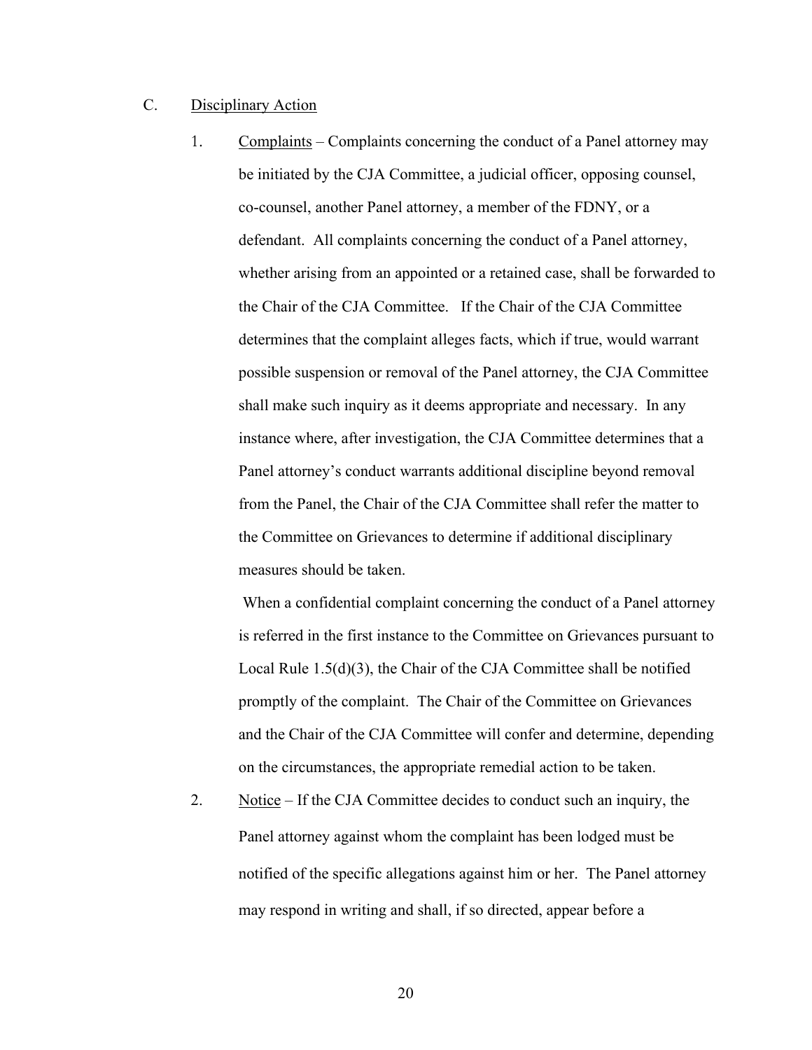C. Disciplinary Action

1. Complaints – Complaints concerning the conduct of a Panel attorney may be initiated by the CJA Committee, a judicial officer, opposing counsel, co-counsel, another Panel attorney, a member of the FDNY, or a defendant. All complaints concerning the conduct of a Panel attorney, whether arising from an appointed or a retained case, shall be forwarded to the Chair of the CJA Committee. If the Chair of the CJA Committee determines that the complaint alleges facts, which if true, would warrant possible suspension or removal of the Panel attorney, the CJA Committee shall make such inquiry as it deems appropriate and necessary. In any instance where, after investigation, the CJA Committee determines that a Panel attorney's conduct warrants additional discipline beyond removal from the Panel, the Chair of the CJA Committee shall refer the matter to the Committee on Grievances to determine if additional disciplinary measures should be taken.

   When a confidential complaint concerning the conduct of a Panel attorney is referred in the first instance to the Committee on Grievances pursuant to Local Rule 1.5(d)(3), the Chair of the CJA Committee shall be notified promptly of the complaint. The Chair of the Committee on Grievances and the Chair of the CJA Committee will confer and determine, depending on the circumstances, the appropriate remedial action to be taken.

2. Notice – If the CJA Committee decides to conduct such an inquiry, the Panel attorney against whom the complaint has been lodged must be notified of the specific allegations against him or her. The Panel attorney may respond in writing and shall, if so directed, appear before a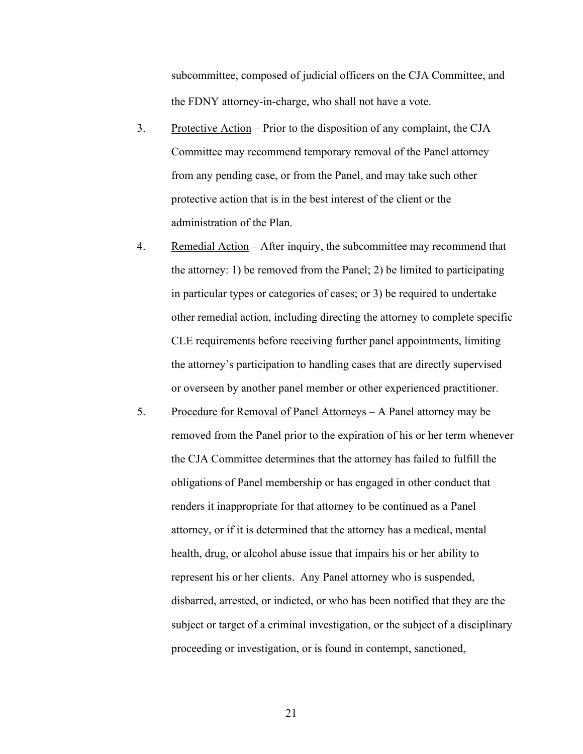subcommittee, composed of judicial officers on the CJA Committee, and the FDNY attorney-in-charge, who shall not have a vote.

3. Protective Action – Prior to the disposition of any complaint, the CJA Committee may recommend temporary removal of the Panel attorney from any pending case, or from the Panel, and may take such other protective action that is in the best interest of the client or the administration of the Plan.

4. Remedial Action – After inquiry, the subcommittee may recommend that the attorney: 1) be removed from the Panel; 2) be limited to participating in particular types or categories of cases; or 3) be required to undertake other remedial action, including directing the attorney to complete specific CLE requirements before receiving further panel appointments, limiting the attorney's participation to handling cases that are directly supervised or overseen by another panel member or other experienced practitioner.

5. Procedure for Removal of Panel Attorneys – A Panel attorney may be removed from the Panel prior to the expiration of his or her term whenever the CJA Committee determines that the attorney has failed to fulfill the obligations of Panel membership or has engaged in other conduct that renders it inappropriate for that attorney to be continued as a Panel attorney, or if it is determined that the attorney has a medical, mental health, drug, or alcohol abuse issue that impairs his or her ability to represent his or her clients. Any Panel attorney who is suspended, disbarred, arrested, or indicted, or who has been notified that they are the subject or target of a criminal investigation, or the subject of a disciplinary proceeding or investigation, or is found in contempt, sanctioned,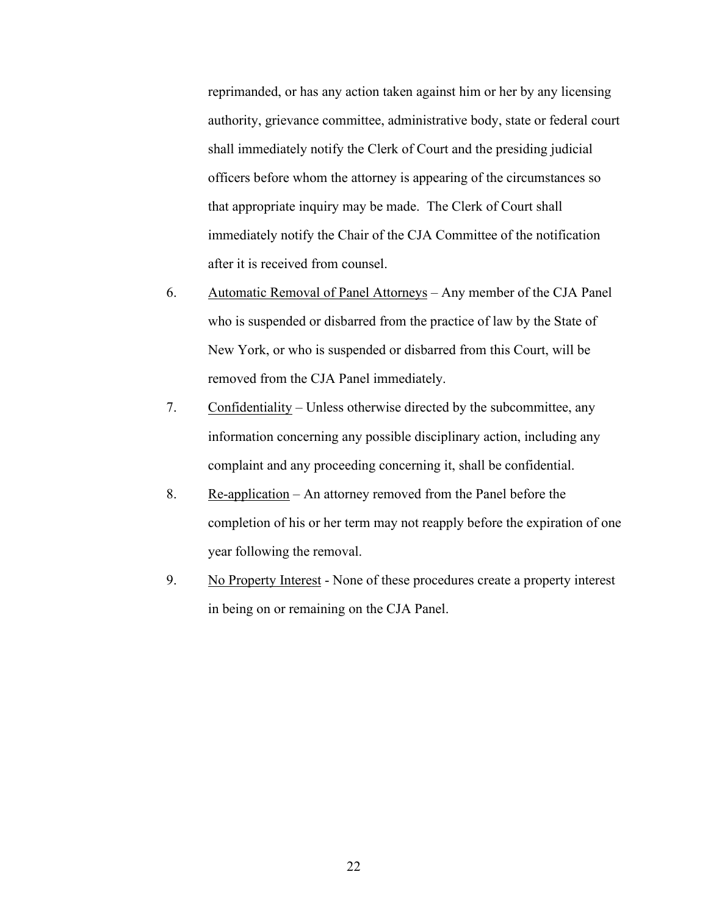reprimanded, or has any action taken against him or her by any licensing authority, grievance committee, administrative body, state or federal court shall immediately notify the Clerk of Court and the presiding judicial officers before whom the attorney is appearing of the circumstances so that appropriate inquiry may be made. The Clerk of Court shall immediately notify the Chair of the CJA Committee of the notification after it is received from counsel.

6. <u>Automatic Removal of Panel Attorneys</u> – Any member of the CJA Panel who is suspended or disbarred from the practice of law by the State of New York, or who is suspended or disbarred from this Court, will be removed from the CJA Panel immediately.

7. <u>Confidentiality</u> – Unless otherwise directed by the subcommittee, any information concerning any possible disciplinary action, including any complaint and any proceeding concerning it, shall be confidential.

8. <u>Re-application</u> – An attorney removed from the Panel before the completion of his or her term may not reapply before the expiration of one year following the removal.

9. <u>No Property Interest</u> - None of these procedures create a property interest in being on or remaining on the CJA Panel.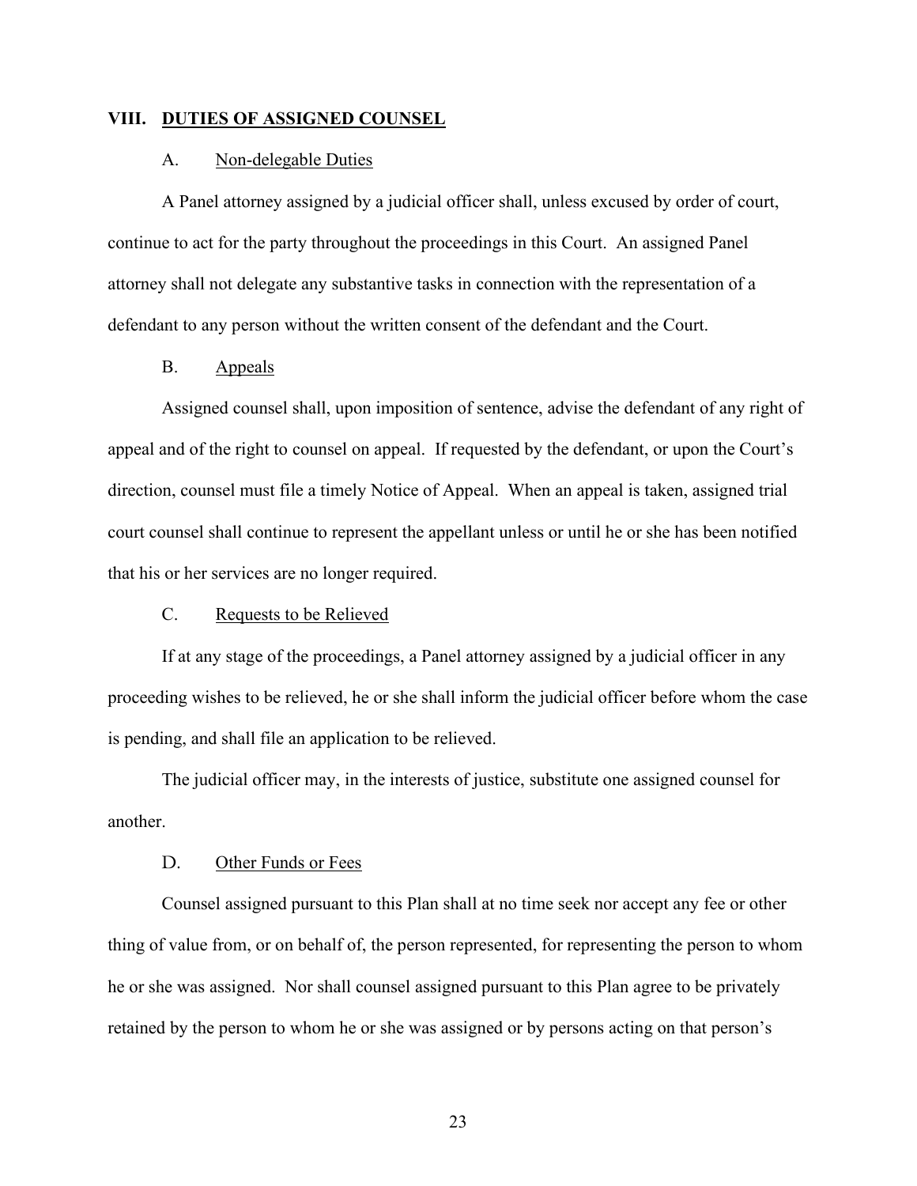## VIII. DUTIES OF ASSIGNED COUNSEL

### A. Non-delegable Duties

A Panel attorney assigned by a judicial officer shall, unless excused by order of court, continue to act for the party throughout the proceedings in this Court. An assigned Panel attorney shall not delegate any substantive tasks in connection with the representation of a defendant to any person without the written consent of the defendant and the Court.

### B. Appeals

Assigned counsel shall, upon imposition of sentence, advise the defendant of any right of appeal and of the right to counsel on appeal. If requested by the defendant, or upon the Court's direction, counsel must file a timely Notice of Appeal. When an appeal is taken, assigned trial court counsel shall continue to represent the appellant unless or until he or she has been notified that his or her services are no longer required.

### C. Requests to be Relieved

If at any stage of the proceedings, a Panel attorney assigned by a judicial officer in any proceeding wishes to be relieved, he or she shall inform the judicial officer before whom the case is pending, and shall file an application to be relieved.

The judicial officer may, in the interests of justice, substitute one assigned counsel for another.

### D. Other Funds or Fees

Counsel assigned pursuant to this Plan shall at no time seek nor accept any fee or other thing of value from, or on behalf of, the person represented, for representing the person to whom he or she was assigned. Nor shall counsel assigned pursuant to this Plan agree to be privately retained by the person to whom he or she was assigned or by persons acting on that person's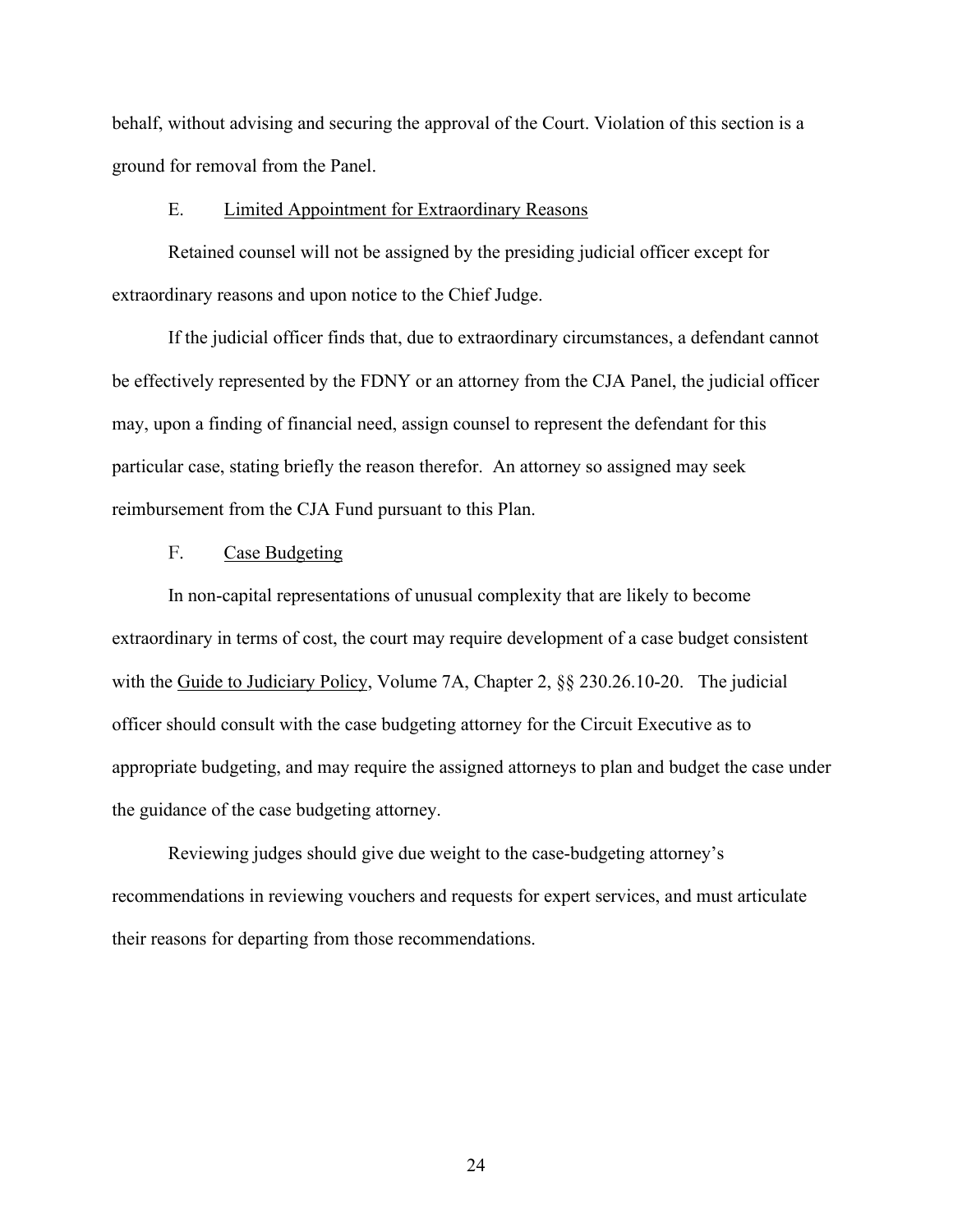behalf, without advising and securing the approval of the Court. Violation of this section is a ground for removal from the Panel.

### E. Limited Appointment for Extraordinary Reasons

Retained counsel will not be assigned by the presiding judicial officer except for extraordinary reasons and upon notice to the Chief Judge.

If the judicial officer finds that, due to extraordinary circumstances, a defendant cannot be effectively represented by the FDNY or an attorney from the CJA Panel, the judicial officer may, upon a finding of financial need, assign counsel to represent the defendant for this particular case, stating briefly the reason therefor. An attorney so assigned may seek reimbursement from the CJA Fund pursuant to this Plan.

### F. Case Budgeting

In non-capital representations of unusual complexity that are likely to become extraordinary in terms of cost, the court may require development of a case budget consistent with the Guide to Judiciary Policy, Volume 7A, Chapter 2, §§ 230.26.10-20. The judicial officer should consult with the case budgeting attorney for the Circuit Executive as to appropriate budgeting, and may require the assigned attorneys to plan and budget the case under the guidance of the case budgeting attorney.

Reviewing judges should give due weight to the case-budgeting attorney's recommendations in reviewing vouchers and requests for expert services, and must articulate their reasons for departing from those recommendations.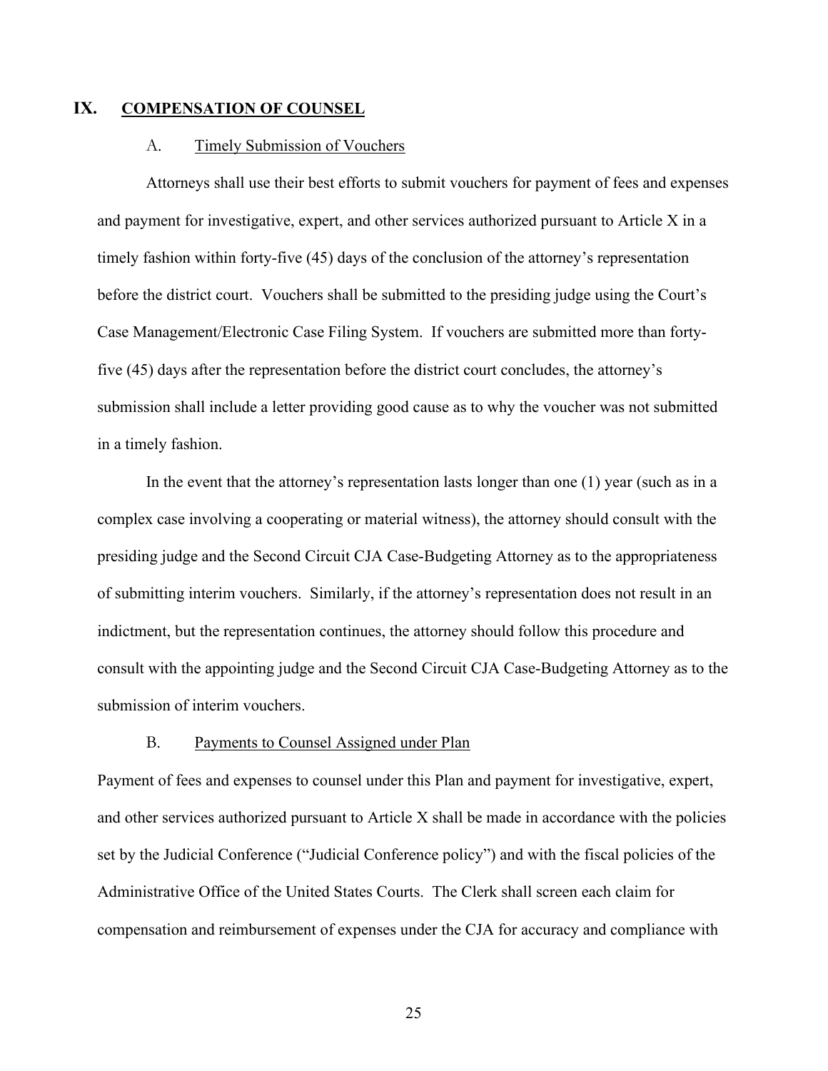## IX. COMPENSATION OF COUNSEL

### A. Timely Submission of Vouchers

Attorneys shall use their best efforts to submit vouchers for payment of fees and expenses and payment for investigative, expert, and other services authorized pursuant to Article X in a timely fashion within forty-five (45) days of the conclusion of the attorney's representation before the district court. Vouchers shall be submitted to the presiding judge using the Court's Case Management/Electronic Case Filing System. If vouchers are submitted more than forty-five (45) days after the representation before the district court concludes, the attorney's submission shall include a letter providing good cause as to why the voucher was not submitted in a timely fashion.

In the event that the attorney's representation lasts longer than one (1) year (such as in a complex case involving a cooperating or material witness), the attorney should consult with the presiding judge and the Second Circuit CJA Case-Budgeting Attorney as to the appropriateness of submitting interim vouchers. Similarly, if the attorney's representation does not result in an indictment, but the representation continues, the attorney should follow this procedure and consult with the appointing judge and the Second Circuit CJA Case-Budgeting Attorney as to the submission of interim vouchers.

### B. Payments to Counsel Assigned under Plan

Payment of fees and expenses to counsel under this Plan and payment for investigative, expert, and other services authorized pursuant to Article X shall be made in accordance with the policies set by the Judicial Conference ("Judicial Conference policy") and with the fiscal policies of the Administrative Office of the United States Courts. The Clerk shall screen each claim for compensation and reimbursement of expenses under the CJA for accuracy and compliance with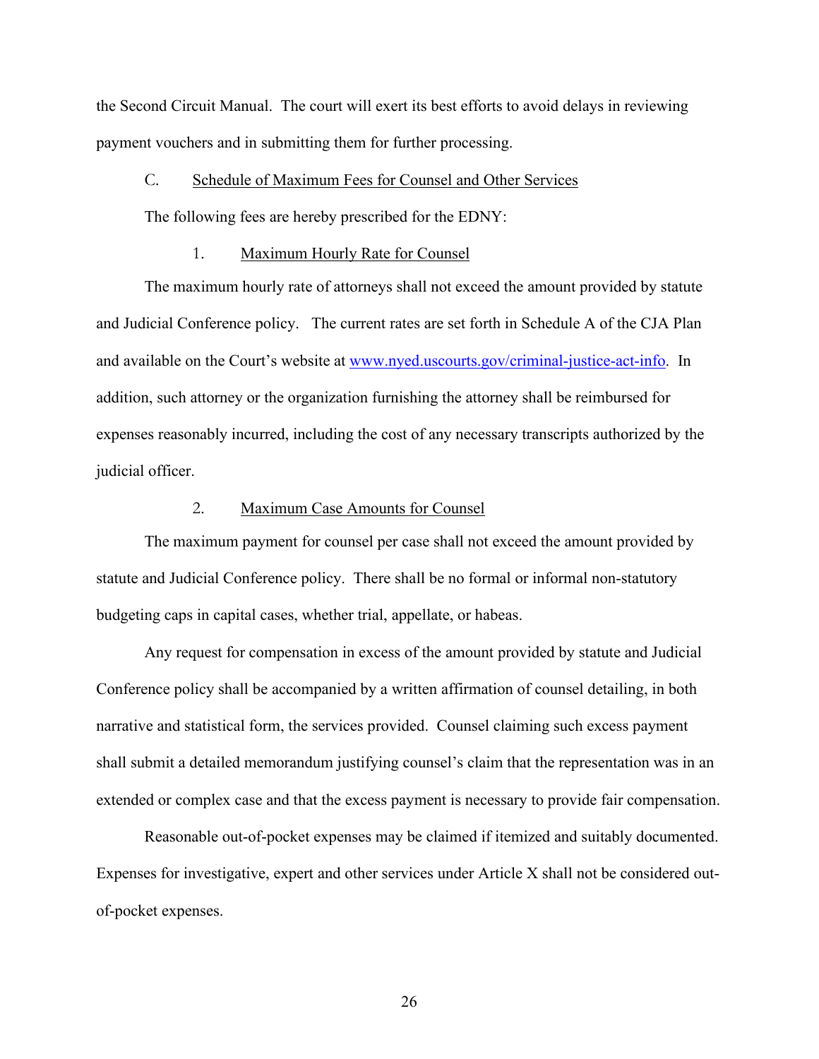the Second Circuit Manual. The court will exert its best efforts to avoid delays in reviewing payment vouchers and in submitting them for further processing.

C. Schedule of Maximum Fees for Counsel and Other Services

The following fees are hereby prescribed for the EDNY:

1. Maximum Hourly Rate for Counsel

The maximum hourly rate of attorneys shall not exceed the amount provided by statute and Judicial Conference policy. The current rates are set forth in Schedule A of the CJA Plan and available on the Court's website at [www.nyed.uscourts.gov/criminal-justice-act-info](www.nyed.uscourts.gov/criminal-justice-act-info). In addition, such attorney or the organization furnishing the attorney shall be reimbursed for expenses reasonably incurred, including the cost of any necessary transcripts authorized by the judicial officer.

2. Maximum Case Amounts for Counsel

The maximum payment for counsel per case shall not exceed the amount provided by statute and Judicial Conference policy. There shall be no formal or informal non-statutory budgeting caps in capital cases, whether trial, appellate, or habeas.

Any request for compensation in excess of the amount provided by statute and Judicial Conference policy shall be accompanied by a written affirmation of counsel detailing, in both narrative and statistical form, the services provided. Counsel claiming such excess payment shall submit a detailed memorandum justifying counsel's claim that the representation was in an extended or complex case and that the excess payment is necessary to provide fair compensation.

Reasonable out-of-pocket expenses may be claimed if itemized and suitably documented. Expenses for investigative, expert and other services under Article X shall not be considered out-of-pocket expenses.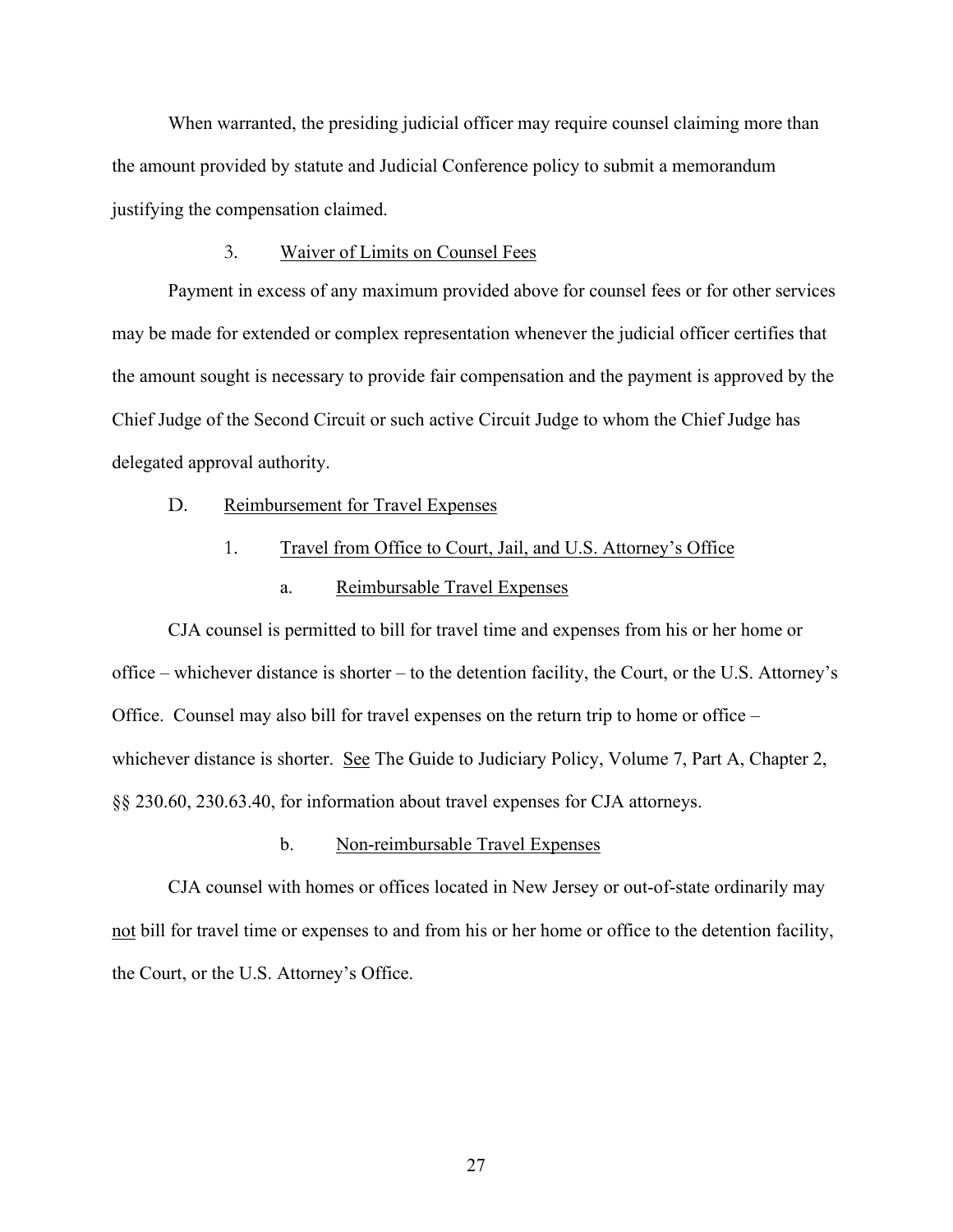When warranted, the presiding judicial officer may require counsel claiming more than the amount provided by statute and Judicial Conference policy to submit a memorandum justifying the compensation claimed.

### 3. Waiver of Limits on Counsel Fees

Payment in excess of any maximum provided above for counsel fees or for other services may be made for extended or complex representation whenever the judicial officer certifies that the amount sought is necessary to provide fair compensation and the payment is approved by the Chief Judge of the Second Circuit or such active Circuit Judge to whom the Chief Judge has delegated approval authority.

## D. Reimbursement for Travel Expenses

### 1. Travel from Office to Court, Jail, and U.S. Attorney's Office

#### a. Reimbursable Travel Expenses

CJA counsel is permitted to bill for travel time and expenses from his or her home or office – whichever distance is shorter – to the detention facility, the Court, or the U.S. Attorney's Office. Counsel may also bill for travel expenses on the return trip to home or office – whichever distance is shorter. See The Guide to Judiciary Policy, Volume 7, Part A, Chapter 2, §§ 230.60, 230.63.40, for information about travel expenses for CJA attorneys.

#### b. Non-reimbursable Travel Expenses

CJA counsel with homes or offices located in New Jersey or out-of-state ordinarily may not bill for travel time or expenses to and from his or her home or office to the detention facility, the Court, or the U.S. Attorney's Office.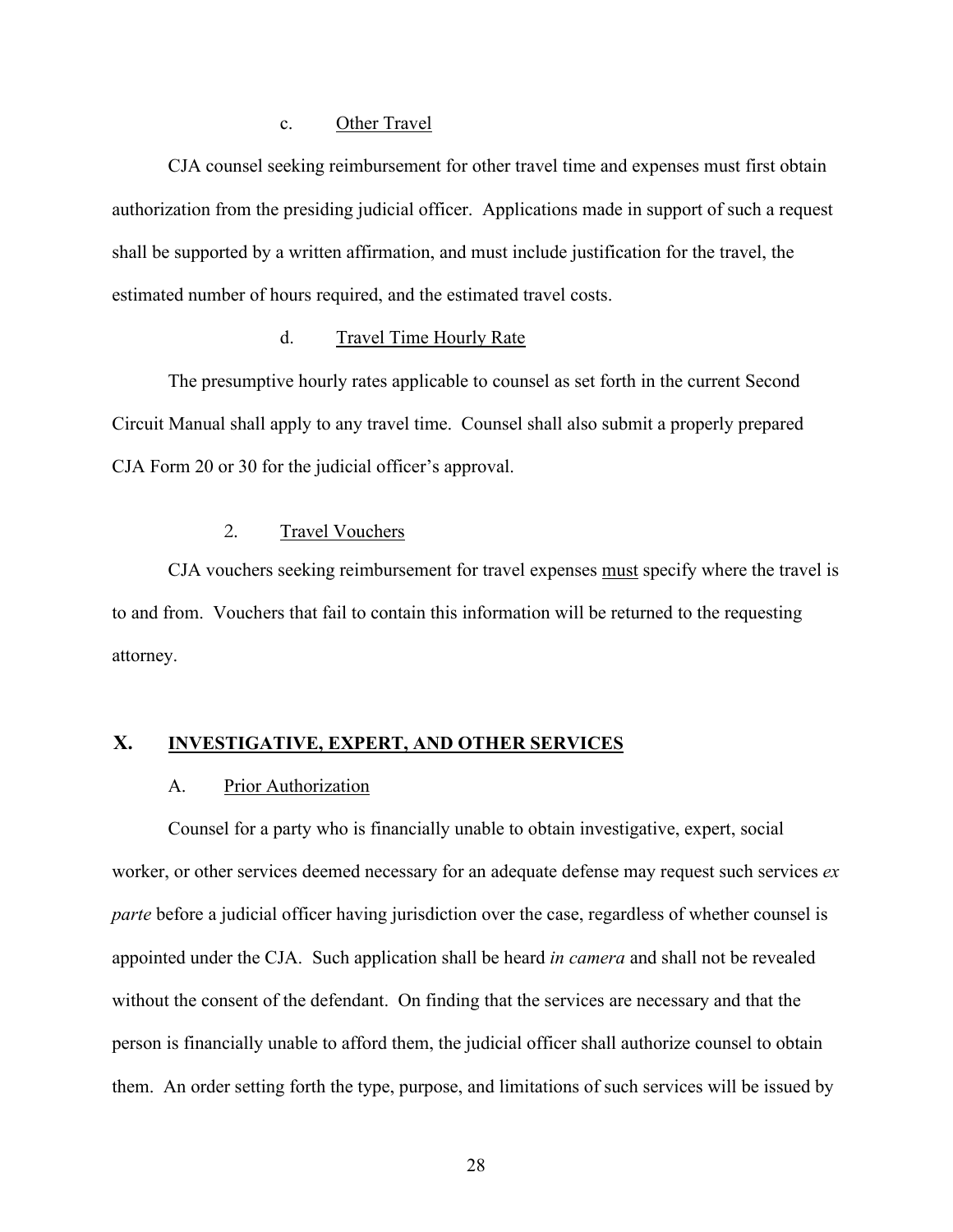c. Other Travel

CJA counsel seeking reimbursement for other travel time and expenses must first obtain authorization from the presiding judicial officer. Applications made in support of such a request shall be supported by a written affirmation, and must include justification for the travel, the estimated number of hours required, and the estimated travel costs.

d. Travel Time Hourly Rate

The presumptive hourly rates applicable to counsel as set forth in the current Second Circuit Manual shall apply to any travel time. Counsel shall also submit a properly prepared CJA Form 20 or 30 for the judicial officer's approval.

2. Travel Vouchers

CJA vouchers seeking reimbursement for travel expenses must specify where the travel is to and from. Vouchers that fail to contain this information will be returned to the requesting attorney.

## X. INVESTIGATIVE, EXPERT, AND OTHER SERVICES

A. Prior Authorization

Counsel for a party who is financially unable to obtain investigative, expert, social worker, or other services deemed necessary for an adequate defense may request such services *ex parte* before a judicial officer having jurisdiction over the case, regardless of whether counsel is appointed under the CJA. Such application shall be heard *in camera* and shall not be revealed without the consent of the defendant. On finding that the services are necessary and that the person is financially unable to afford them, the judicial officer shall authorize counsel to obtain them. An order setting forth the type, purpose, and limitations of such services will be issued by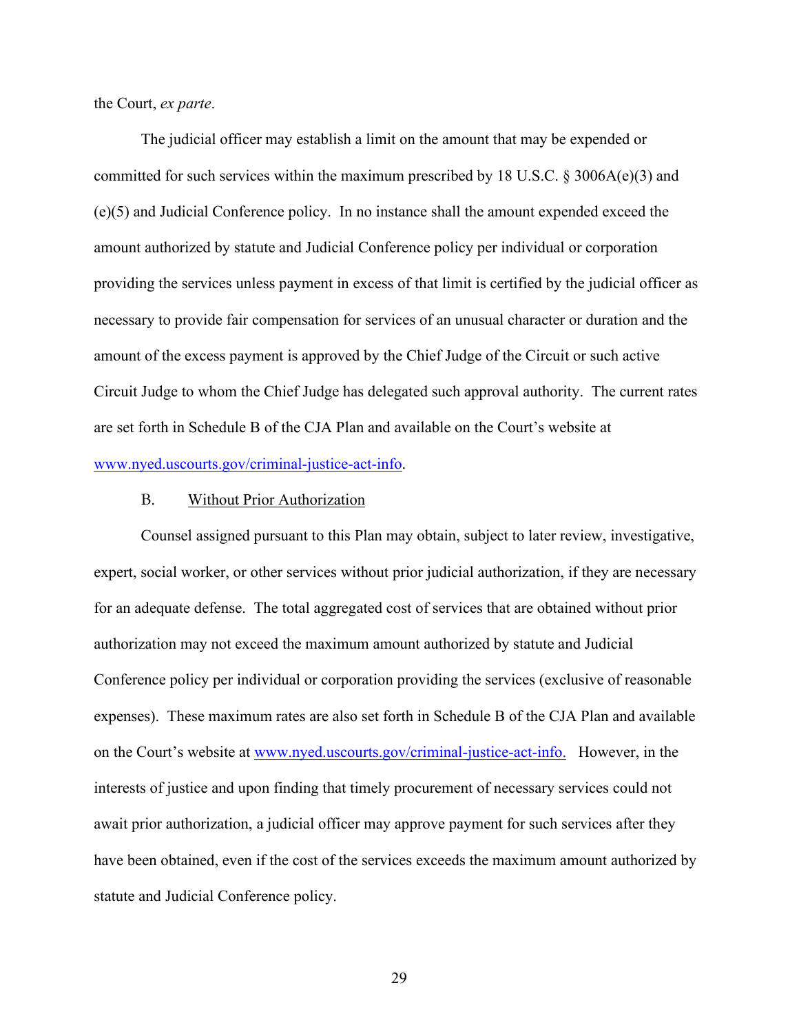the Court, *ex parte*.

The judicial officer may establish a limit on the amount that may be expended or committed for such services within the maximum prescribed by 18 U.S.C. § 3006A(e)(3) and (e)(5) and Judicial Conference policy. In no instance shall the amount expended exceed the amount authorized by statute and Judicial Conference policy per individual or corporation providing the services unless payment in excess of that limit is certified by the judicial officer as necessary to provide fair compensation for services of an unusual character or duration and the amount of the excess payment is approved by the Chief Judge of the Circuit or such active Circuit Judge to whom the Chief Judge has delegated such approval authority. The current rates are set forth in Schedule B of the CJA Plan and available on the Court's website at [www.nyed.uscourts.gov/criminal-justice-act-info](www.nyed.uscourts.gov/criminal-justice-act-info).

B. Without Prior Authorization

Counsel assigned pursuant to this Plan may obtain, subject to later review, investigative, expert, social worker, or other services without prior judicial authorization, if they are necessary for an adequate defense. The total aggregated cost of services that are obtained without prior authorization may not exceed the maximum amount authorized by statute and Judicial Conference policy per individual or corporation providing the services (exclusive of reasonable expenses). These maximum rates are also set forth in Schedule B of the CJA Plan and available on the Court's website at [www.nyed.uscourts.gov/criminal-justice-act-info.](www.nyed.uscourts.gov/criminal-justice-act-info) However, in the interests of justice and upon finding that timely procurement of necessary services could not await prior authorization, a judicial officer may approve payment for such services after they have been obtained, even if the cost of the services exceeds the maximum amount authorized by statute and Judicial Conference policy.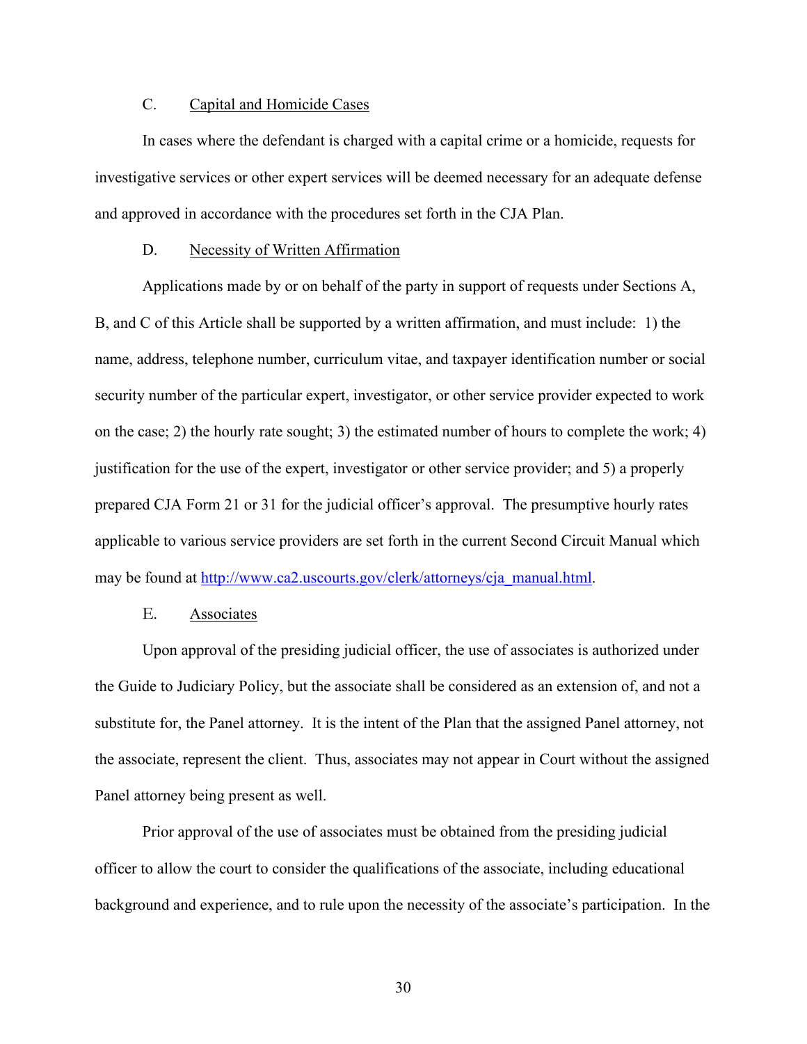### C. Capital and Homicide Cases

In cases where the defendant is charged with a capital crime or a homicide, requests for investigative services or other expert services will be deemed necessary for an adequate defense and approved in accordance with the procedures set forth in the CJA Plan.

### D. Necessity of Written Affirmation

Applications made by or on behalf of the party in support of requests under Sections A, B, and C of this Article shall be supported by a written affirmation, and must include: 1) the name, address, telephone number, curriculum vitae, and taxpayer identification number or social security number of the particular expert, investigator, or other service provider expected to work on the case; 2) the hourly rate sought; 3) the estimated number of hours to complete the work; 4) justification for the use of the expert, investigator or other service provider; and 5) a properly prepared CJA Form 21 or 31 for the judicial officer's approval. The presumptive hourly rates applicable to various service providers are set forth in the current Second Circuit Manual which may be found at [http://www.ca2.uscourts.gov/clerk/attorneys/cja_manual.html](http://www.ca2.uscourts.gov/clerk/attorneys/cja_manual.html).

### E. Associates

Upon approval of the presiding judicial officer, the use of associates is authorized under the Guide to Judiciary Policy, but the associate shall be considered as an extension of, and not a substitute for, the Panel attorney. It is the intent of the Plan that the assigned Panel attorney, not the associate, represent the client. Thus, associates may not appear in Court without the assigned Panel attorney being present as well.

Prior approval of the use of associates must be obtained from the presiding judicial officer to allow the court to consider the qualifications of the associate, including educational background and experience, and to rule upon the necessity of the associate's participation. In the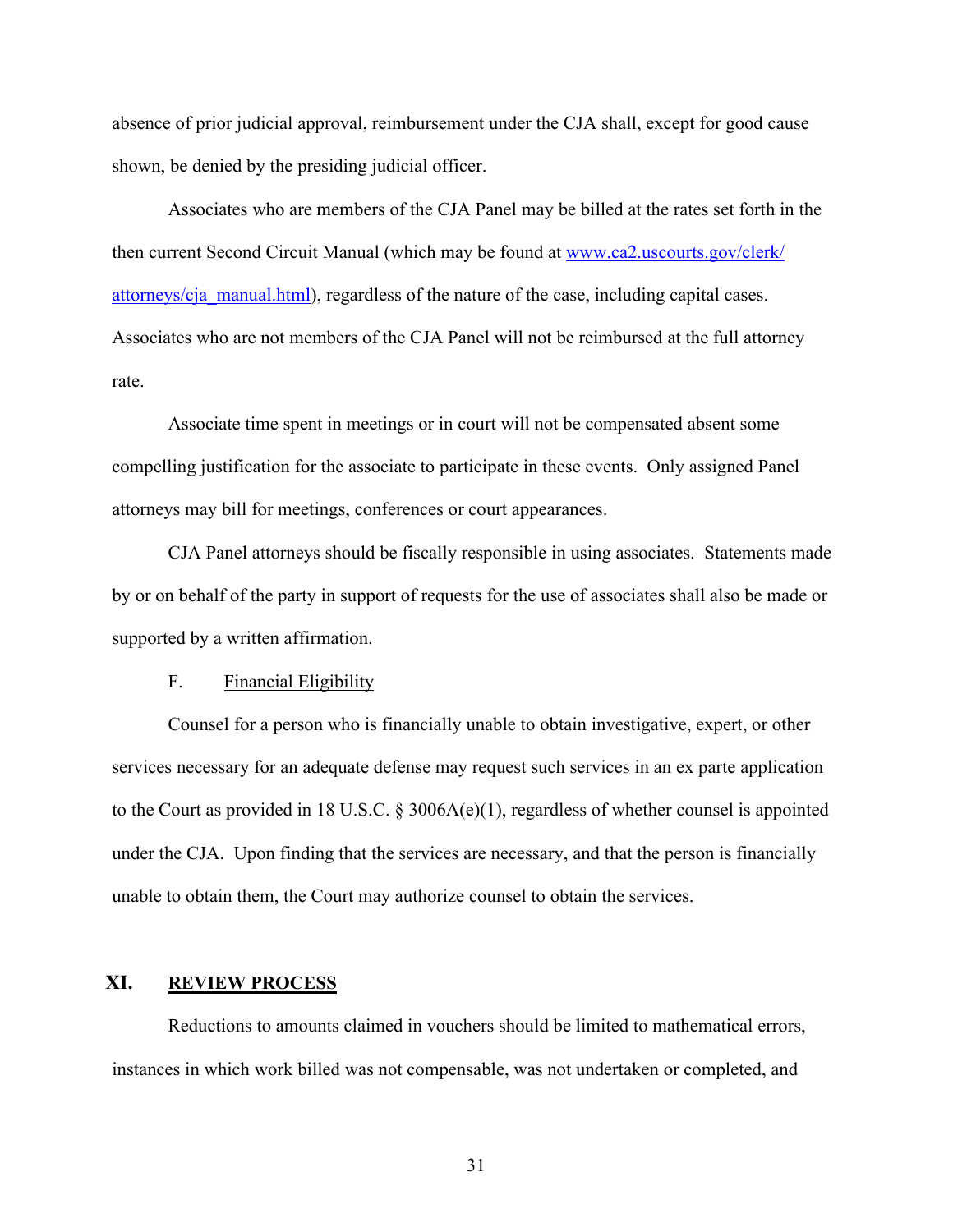absence of prior judicial approval, reimbursement under the CJA shall, except for good cause shown, be denied by the presiding judicial officer.

Associates who are members of the CJA Panel may be billed at the rates set forth in the then current Second Circuit Manual (which may be found at [www.ca2.uscourts.gov/clerk/attorneys/cja_manual.html](www.ca2.uscourts.gov/clerk/attorneys/cja_manual.html)), regardless of the nature of the case, including capital cases. Associates who are not members of the CJA Panel will not be reimbursed at the full attorney rate.

Associate time spent in meetings or in court will not be compensated absent some compelling justification for the associate to participate in these events. Only assigned Panel attorneys may bill for meetings, conferences or court appearances.

CJA Panel attorneys should be fiscally responsible in using associates. Statements made by or on behalf of the party in support of requests for the use of associates shall also be made or supported by a written affirmation.

F. Financial Eligibility

Counsel for a person who is financially unable to obtain investigative, expert, or other services necessary for an adequate defense may request such services in an ex parte application to the Court as provided in 18 U.S.C. § 3006A(e)(1), regardless of whether counsel is appointed under the CJA. Upon finding that the services are necessary, and that the person is financially unable to obtain them, the Court may authorize counsel to obtain the services.

## XI. REVIEW PROCESS

Reductions to amounts claimed in vouchers should be limited to mathematical errors, instances in which work billed was not compensable, was not undertaken or completed, and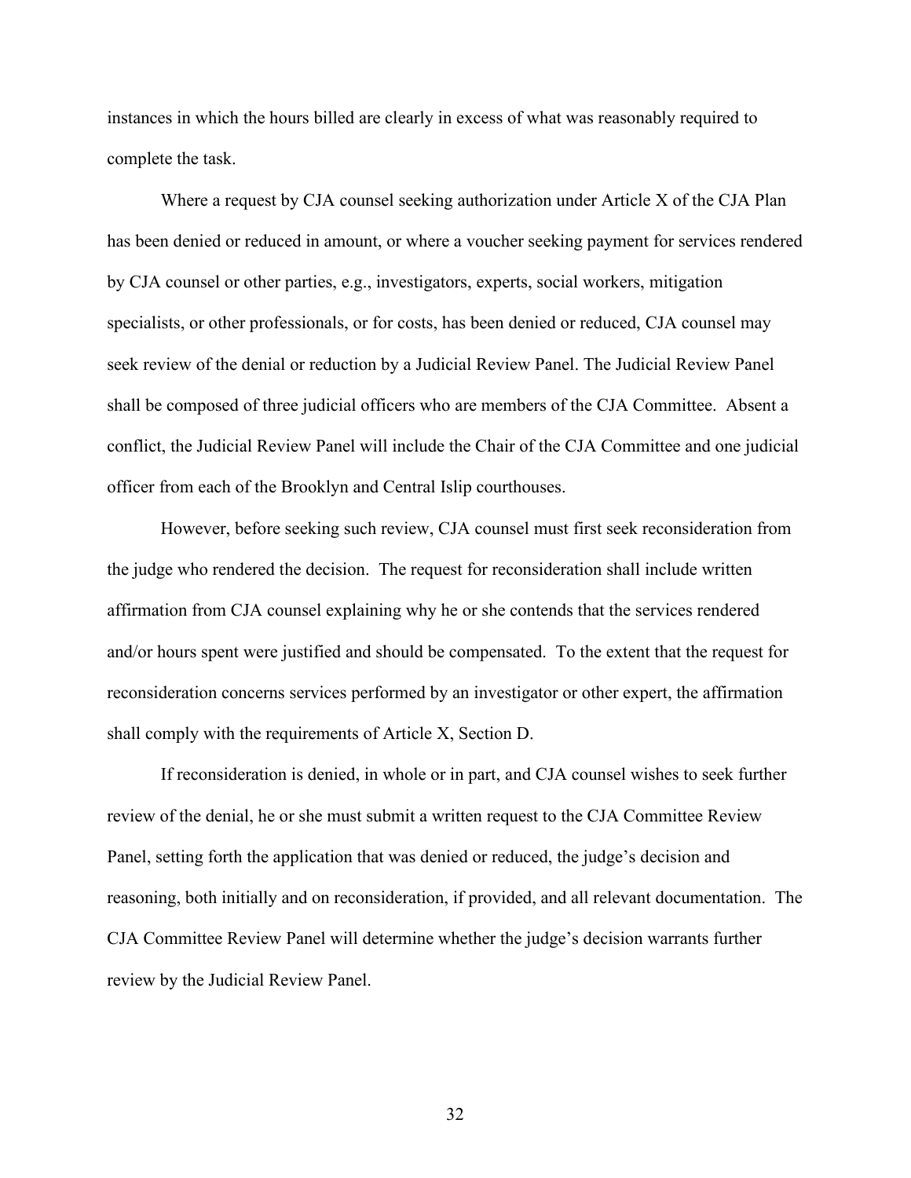instances in which the hours billed are clearly in excess of what was reasonably required to complete the task.

Where a request by CJA counsel seeking authorization under Article X of the CJA Plan has been denied or reduced in amount, or where a voucher seeking payment for services rendered by CJA counsel or other parties, e.g., investigators, experts, social workers, mitigation specialists, or other professionals, or for costs, has been denied or reduced, CJA counsel may seek review of the denial or reduction by a Judicial Review Panel. The Judicial Review Panel shall be composed of three judicial officers who are members of the CJA Committee. Absent a conflict, the Judicial Review Panel will include the Chair of the CJA Committee and one judicial officer from each of the Brooklyn and Central Islip courthouses.

However, before seeking such review, CJA counsel must first seek reconsideration from the judge who rendered the decision. The request for reconsideration shall include written affirmation from CJA counsel explaining why he or she contends that the services rendered and/or hours spent were justified and should be compensated. To the extent that the request for reconsideration concerns services performed by an investigator or other expert, the affirmation shall comply with the requirements of Article X, Section D.

If reconsideration is denied, in whole or in part, and CJA counsel wishes to seek further review of the denial, he or she must submit a written request to the CJA Committee Review Panel, setting forth the application that was denied or reduced, the judge's decision and reasoning, both initially and on reconsideration, if provided, and all relevant documentation. The CJA Committee Review Panel will determine whether the judge's decision warrants further review by the Judicial Review Panel.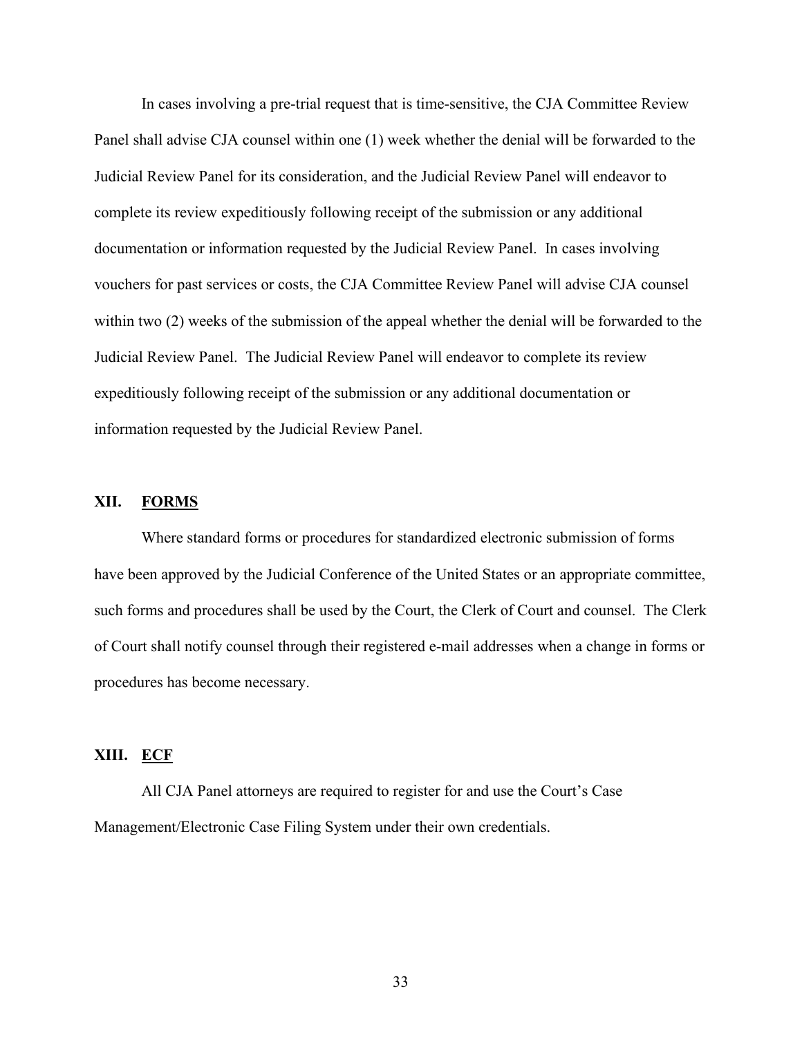In cases involving a pre-trial request that is time-sensitive, the CJA Committee Review Panel shall advise CJA counsel within one (1) week whether the denial will be forwarded to the Judicial Review Panel for its consideration, and the Judicial Review Panel will endeavor to complete its review expeditiously following receipt of the submission or any additional documentation or information requested by the Judicial Review Panel. In cases involving vouchers for past services or costs, the CJA Committee Review Panel will advise CJA counsel within two (2) weeks of the submission of the appeal whether the denial will be forwarded to the Judicial Review Panel. The Judicial Review Panel will endeavor to complete its review expeditiously following receipt of the submission or any additional documentation or information requested by the Judicial Review Panel.

## XII. FORMS

Where standard forms or procedures for standardized electronic submission of forms have been approved by the Judicial Conference of the United States or an appropriate committee, such forms and procedures shall be used by the Court, the Clerk of Court and counsel. The Clerk of Court shall notify counsel through their registered e-mail addresses when a change in forms or procedures has become necessary.

## XIII. ECF

All CJA Panel attorneys are required to register for and use the Court's Case Management/Electronic Case Filing System under their own credentials.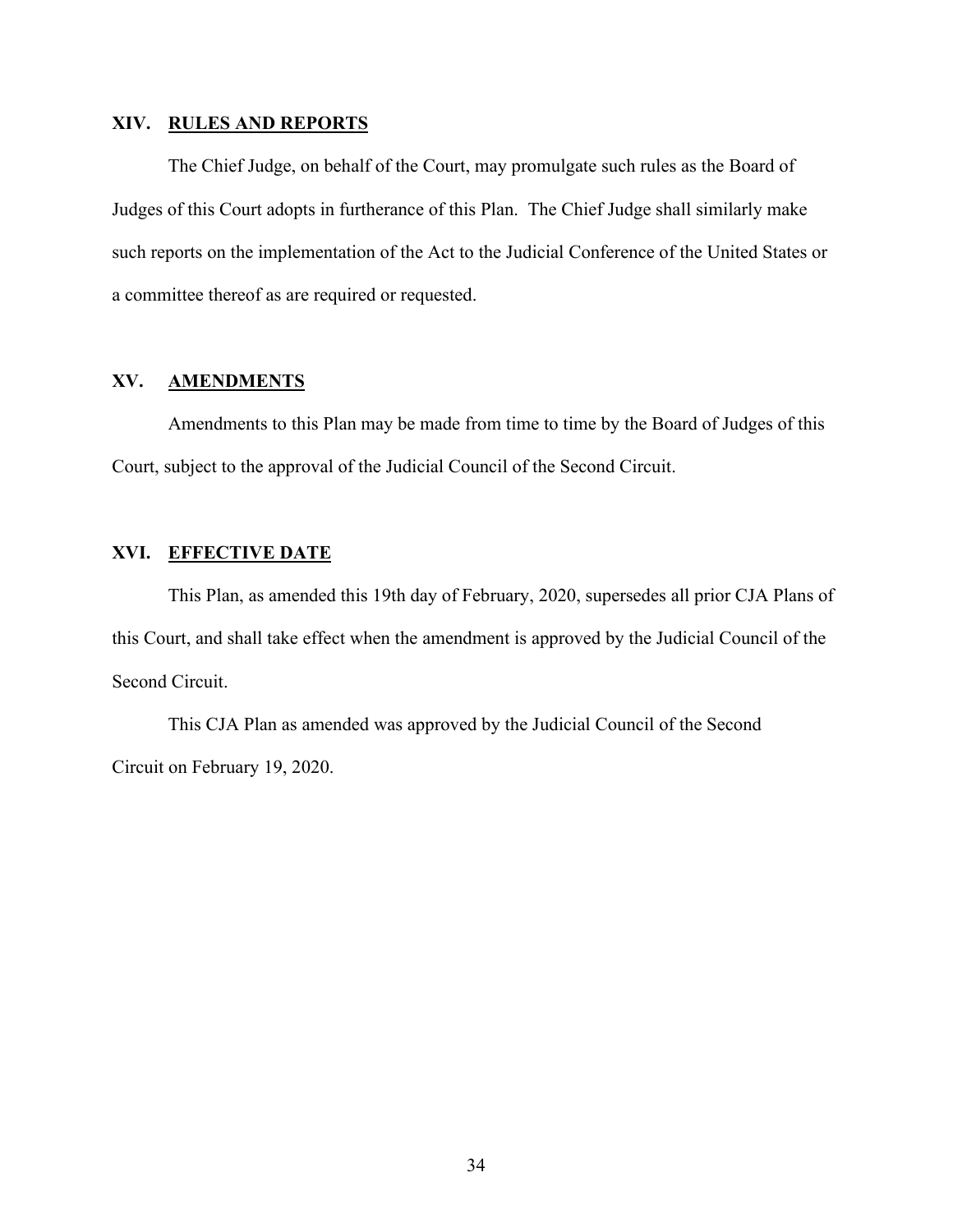## XIV. RULES AND REPORTS

The Chief Judge, on behalf of the Court, may promulgate such rules as the Board of Judges of this Court adopts in furtherance of this Plan. The Chief Judge shall similarly make such reports on the implementation of the Act to the Judicial Conference of the United States or a committee thereof as are required or requested.

## XV. AMENDMENTS

Amendments to this Plan may be made from time to time by the Board of Judges of this Court, subject to the approval of the Judicial Council of the Second Circuit.

## XVI. EFFECTIVE DATE

This Plan, as amended this 19th day of February, 2020, supersedes all prior CJA Plans of this Court, and shall take effect when the amendment is approved by the Judicial Council of the Second Circuit.

This CJA Plan as amended was approved by the Judicial Council of the Second Circuit on February 19, 2020.